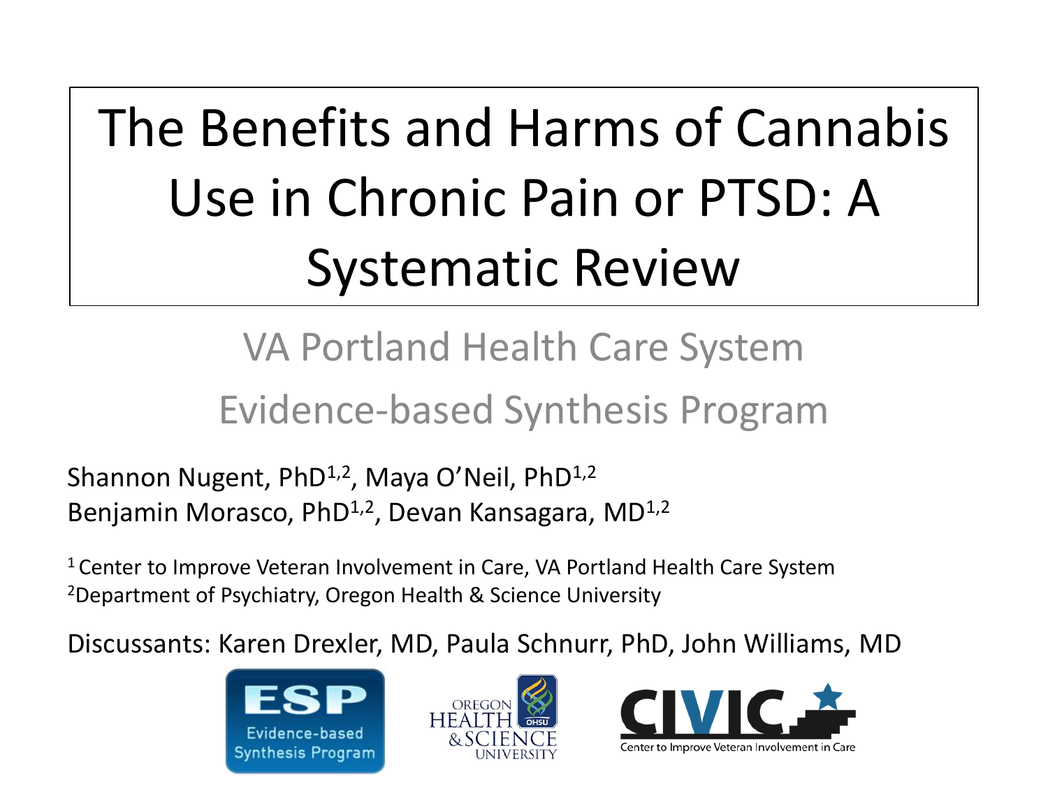# The Benefits and Harms of Cannabis Use in Chronic Pain or PTSD: A Systematic Review

VA Portland Health Care System

Evidence-based Synthesis Program

Shannon Nugent, PhD[1,2], Maya O'Neil, PhD[1,2]
Benjamin Morasco, PhD[1,2], Devan Kansagara, MD[1,2]

[1] Center to Improve Veteran Involvement in Care, VA Portland Health Care System
[2]Department of Psychiatry, Oregon Health & Science University

Discussants: Karen Drexler, MD, Paula Schnurr, PhD, John Williams, MD

ESP Evidence-based Synthesis Program

OREGON HEALTH & SCIENCE UNIVERSITY

CIVIC Center to Improve Veteran Involvement in Care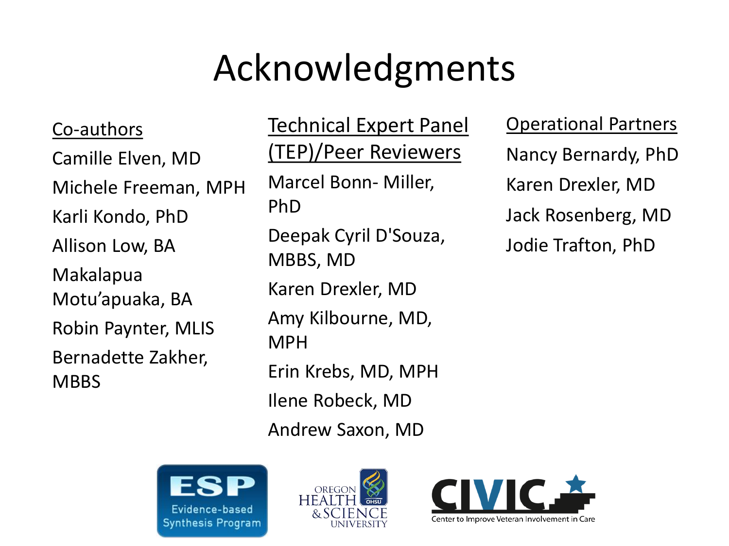# Acknowledgments

Co-authors

Camille Elven, MD

Michele Freeman, MPH

Karli Kondo, PhD

Allison Low, BA

Makalapua Motu'apuaka, BA

Robin Paynter, MLIS

Bernadette Zakher, MBBS

Technical Expert Panel (TEP)/Peer Reviewers

Marcel Bonn- Miller, PhD

Deepak Cyril D'Souza, MBBS, MD

Karen Drexler, MD

Amy Kilbourne, MD, MPH

Erin Krebs, MD, MPH

Ilene Robeck, MD

Andrew Saxon, MD

Operational Partners

Nancy Bernardy, PhD

Karen Drexler, MD

Jack Rosenberg, MD

Jodie Trafton, PhD

ESP Evidence-based Synthesis Program

Oregon Health & Science University

CIVIC Center to Improve Veteran Involvement in Care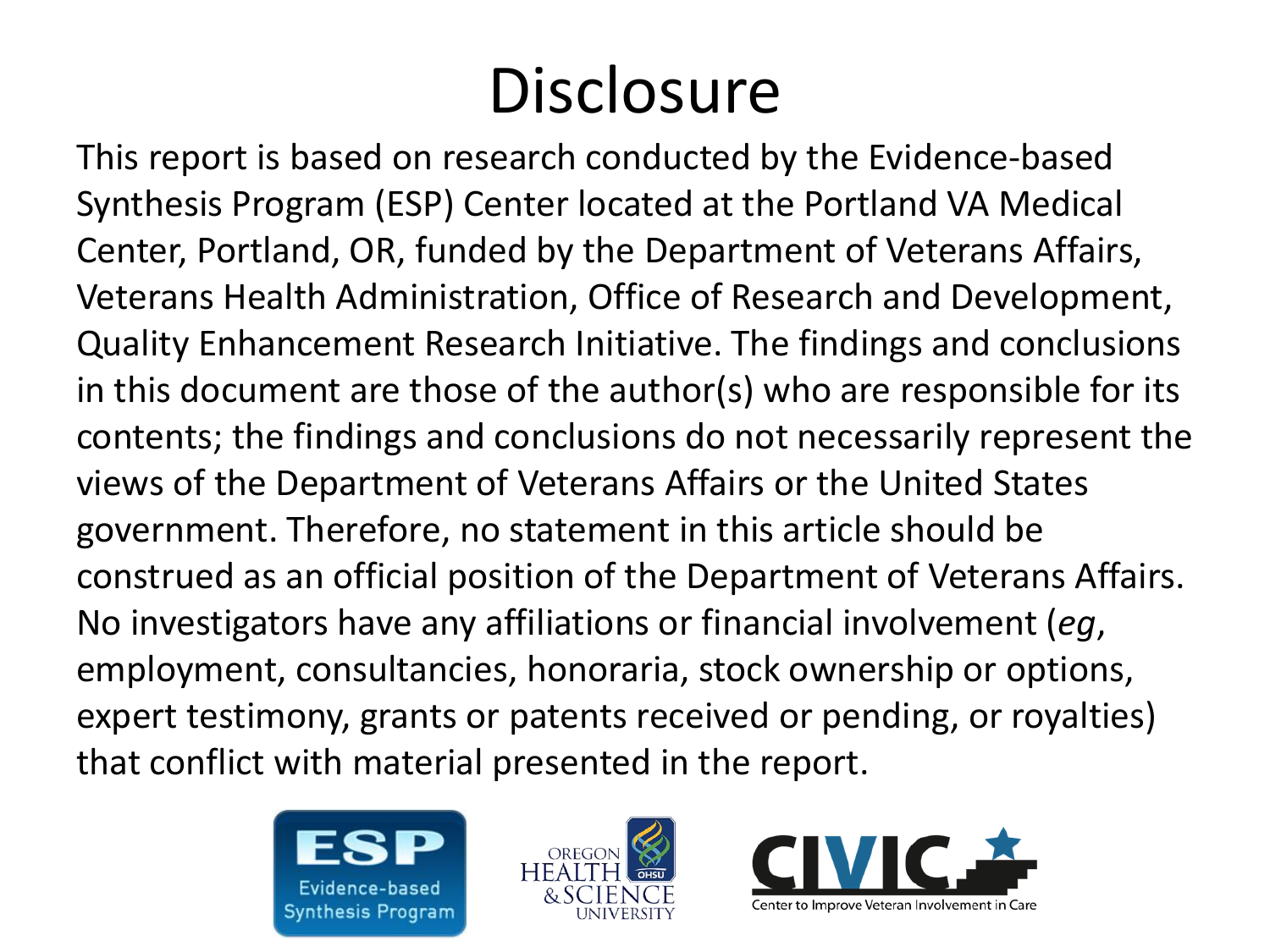# Disclosure

This report is based on research conducted by the Evidence-based Synthesis Program (ESP) Center located at the Portland VA Medical Center, Portland, OR, funded by the Department of Veterans Affairs, Veterans Health Administration, Office of Research and Development, Quality Enhancement Research Initiative. The findings and conclusions in this document are those of the author(s) who are responsible for its contents; the findings and conclusions do not necessarily represent the views of the Department of Veterans Affairs or the United States government. Therefore, no statement in this article should be construed as an official position of the Department of Veterans Affairs. No investigators have any affiliations or financial involvement (*eg*, employment, consultancies, honoraria, stock ownership or options, expert testimony, grants or patents received or pending, or royalties) that conflict with material presented in the report.

ESP Evidence-based Synthesis Program

Oregon Health & Science University

CIVIC Center to Improve Veteran Involvement in Care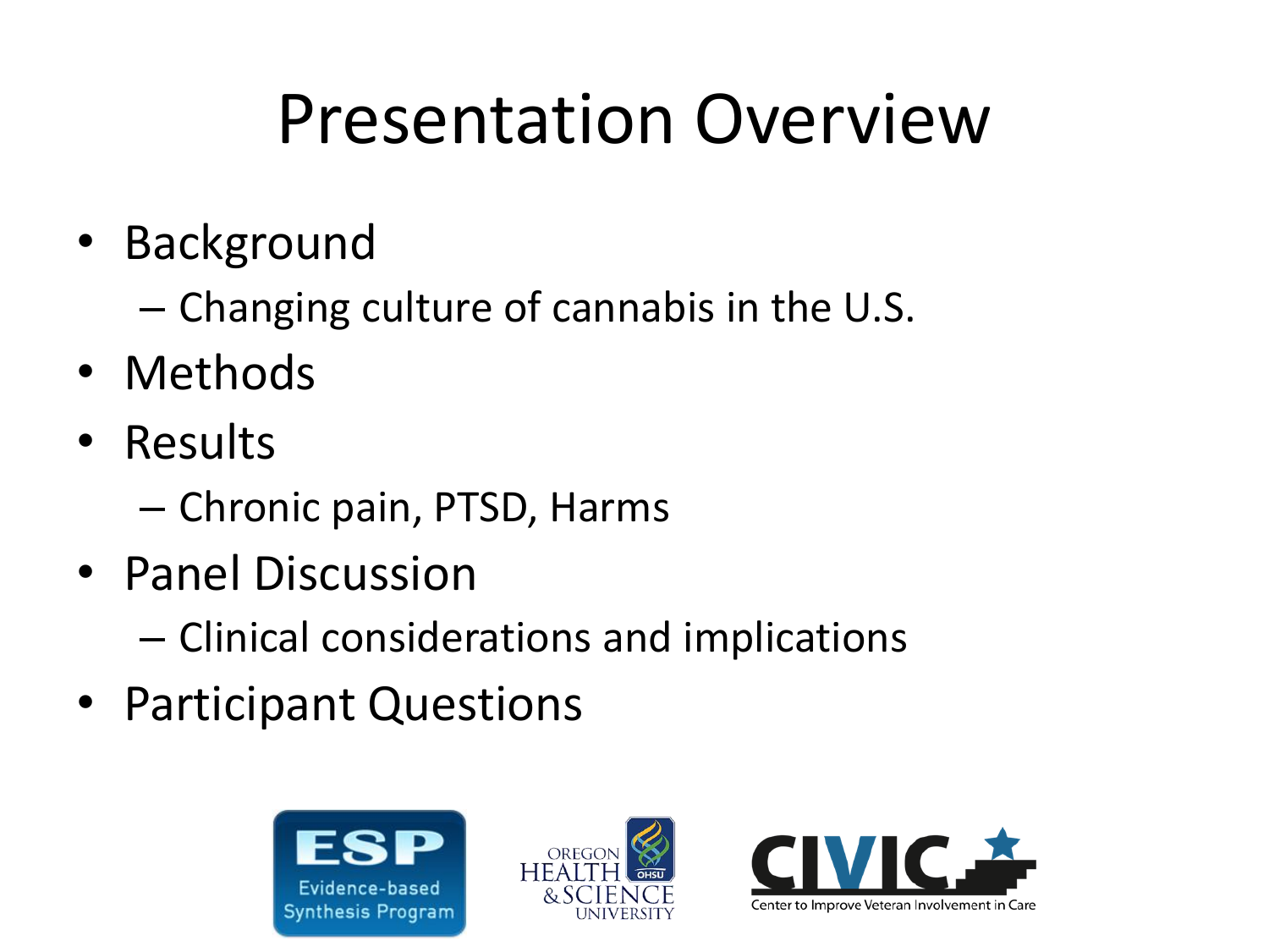# Presentation Overview

- Background
  - Changing culture of cannabis in the U.S.
- Methods
- Results
  - Chronic pain, PTSD, Harms
- Panel Discussion
  - Clinical considerations and implications
- Participant Questions

ESP Evidence-based Synthesis Program

OREGON HEALTH & SCIENCE UNIVERSITY

CIVIC Center to Improve Veteran Involvement in Care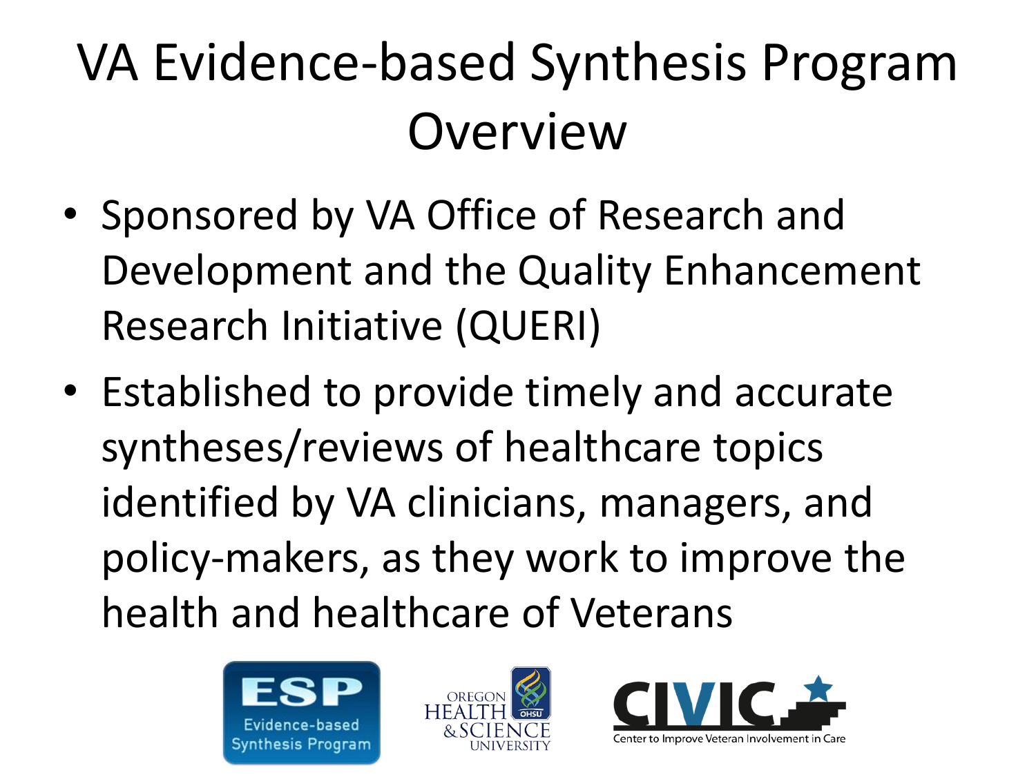# VA Evidence-based Synthesis Program Overview

- Sponsored by VA Office of Research and Development and the Quality Enhancement Research Initiative (QUERI)
- Established to provide timely and accurate syntheses/reviews of healthcare topics identified by VA clinicians, managers, and policy-makers, as they work to improve the health and healthcare of Veterans

ESP Evidence-based Synthesis Program

Oregon Health & Science University

CIVIC Center to Improve Veteran Involvement in Care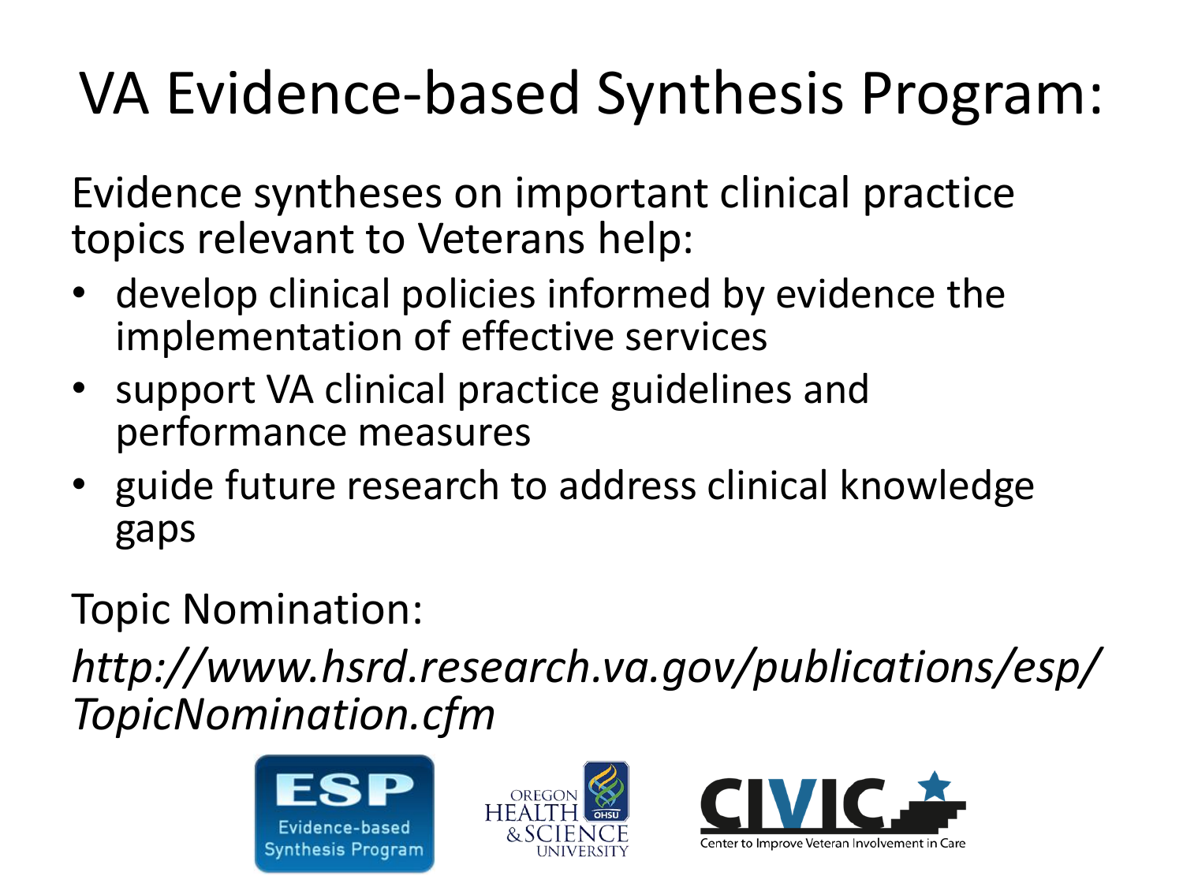# VA Evidence-based Synthesis Program:

Evidence syntheses on important clinical practice topics relevant to Veterans help:

- develop clinical policies informed by evidence the implementation of effective services
- support VA clinical practice guidelines and performance measures
- guide future research to address clinical knowledge gaps

Topic Nomination:

*http://www.hsrd.research.va.gov/publications/esp/TopicNomination.cfm*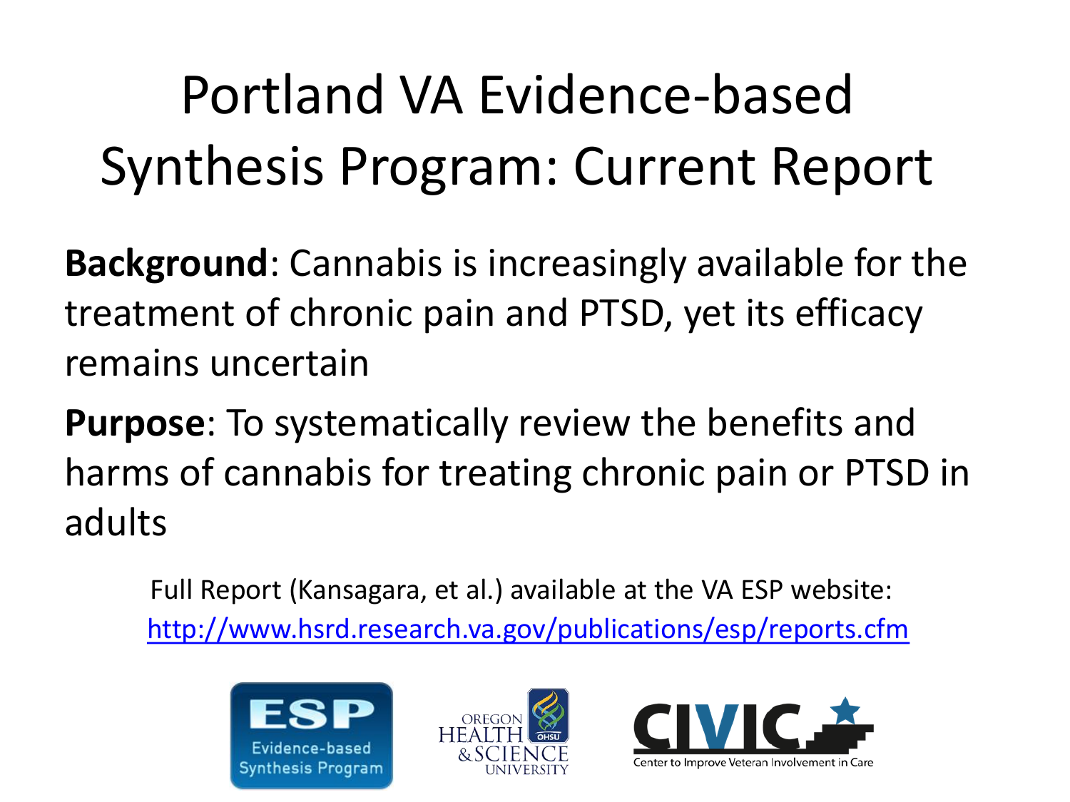# Portland VA Evidence-based Synthesis Program: Current Report

**Background**: Cannabis is increasingly available for the treatment of chronic pain and PTSD, yet its efficacy remains uncertain

**Purpose**: To systematically review the benefits and harms of cannabis for treating chronic pain or PTSD in adults

Full Report (Kansagara, et al.) available at the VA ESP website: http://www.hsrd.research.va.gov/publications/esp/reports.cfm

ESP Evidence-based Synthesis Program

Oregon Health & Science University

CIVIC Center to Improve Veteran Involvement in Care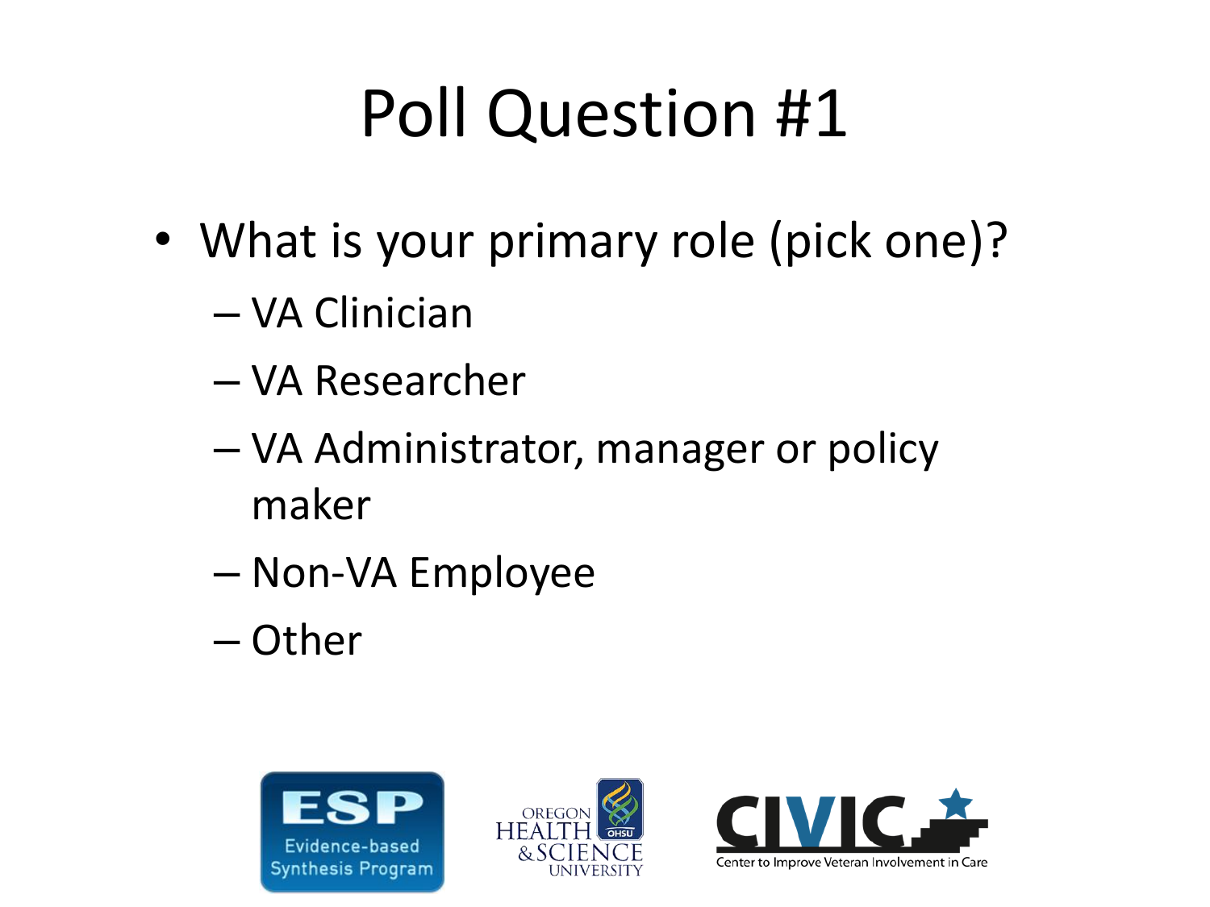# Poll Question #1

- What is your primary role (pick one)?
  - VA Clinician
  - VA Researcher
  - VA Administrator, manager or policy maker
  - Non-VA Employee
  - Other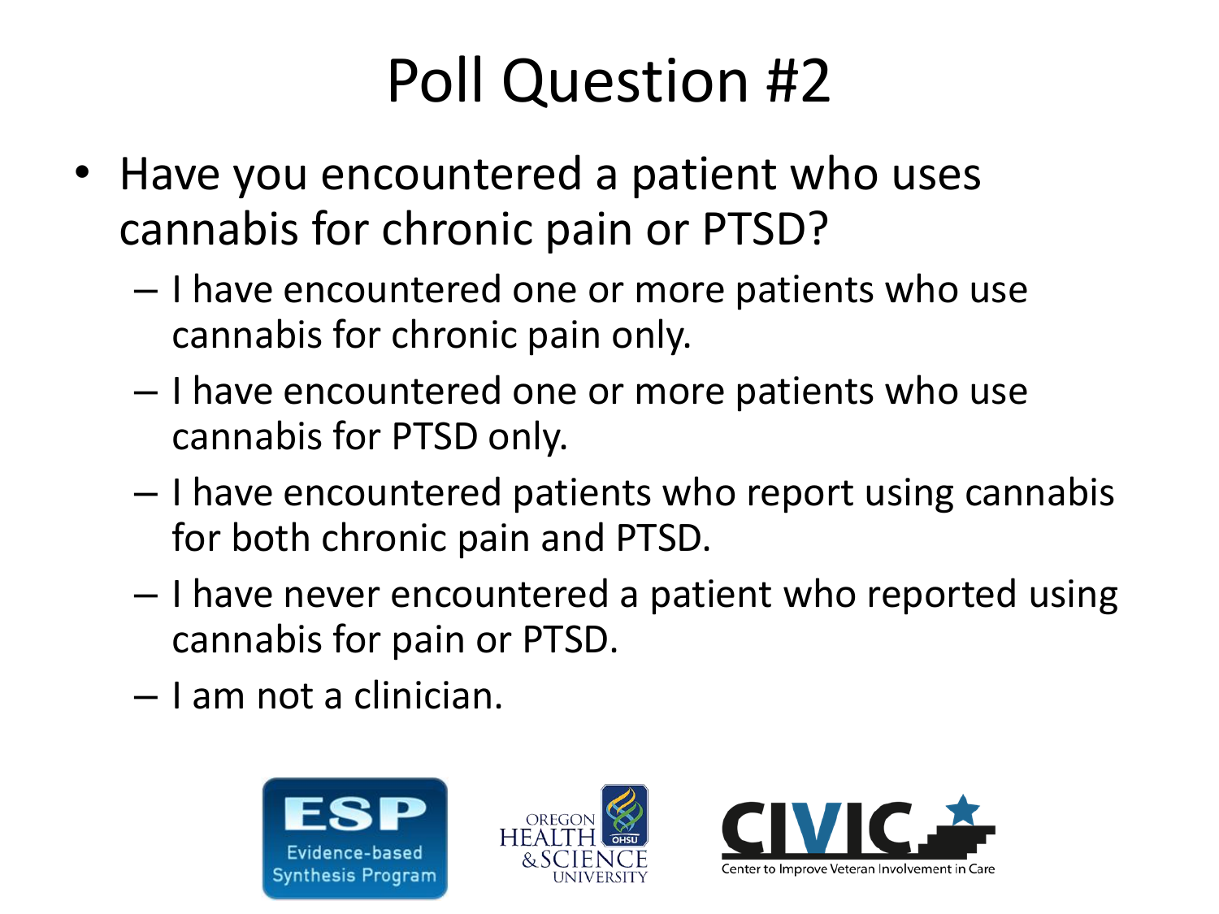# Poll Question #2

- Have you encountered a patient who uses cannabis for chronic pain or PTSD?
  - I have encountered one or more patients who use cannabis for chronic pain only.
  - I have encountered one or more patients who use cannabis for PTSD only.
  - I have encountered patients who report using cannabis for both chronic pain and PTSD.
  - I have never encountered a patient who reported using cannabis for pain or PTSD.
  - I am not a clinician.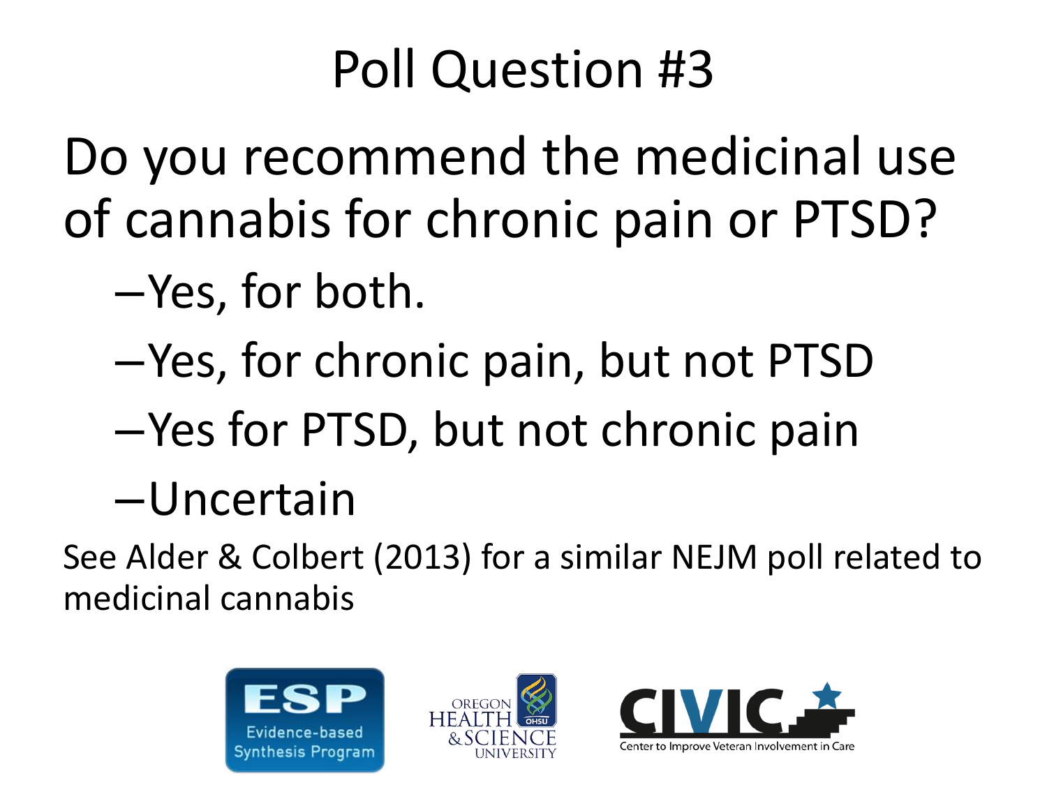# Poll Question #3

Do you recommend the medicinal use of cannabis for chronic pain or PTSD?

- Yes, for both.
- Yes, for chronic pain, but not PTSD
- Yes for PTSD, but not chronic pain
- Uncertain

See Alder & Colbert (2013) for a similar NEJM poll related to medicinal cannabis

ESP Evidence-based Synthesis Program

Oregon Health & Science University

CIVIC Center to Improve Veteran Involvement in Care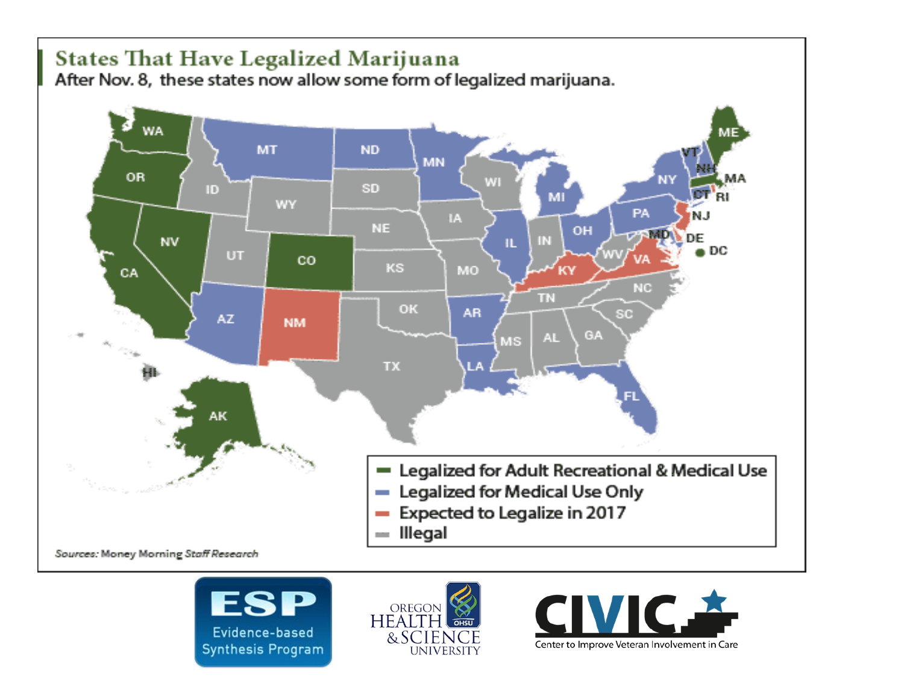# States That Have Legalized Marijuana

After Nov. 8, these states now allow some form of legalized marijuana.

- Legalized for Adult Recreational & Medical Use
- Legalized for Medical Use Only
- Expected to Legalize in 2017
- Illegal

*Sources: Money Morning Staff Research*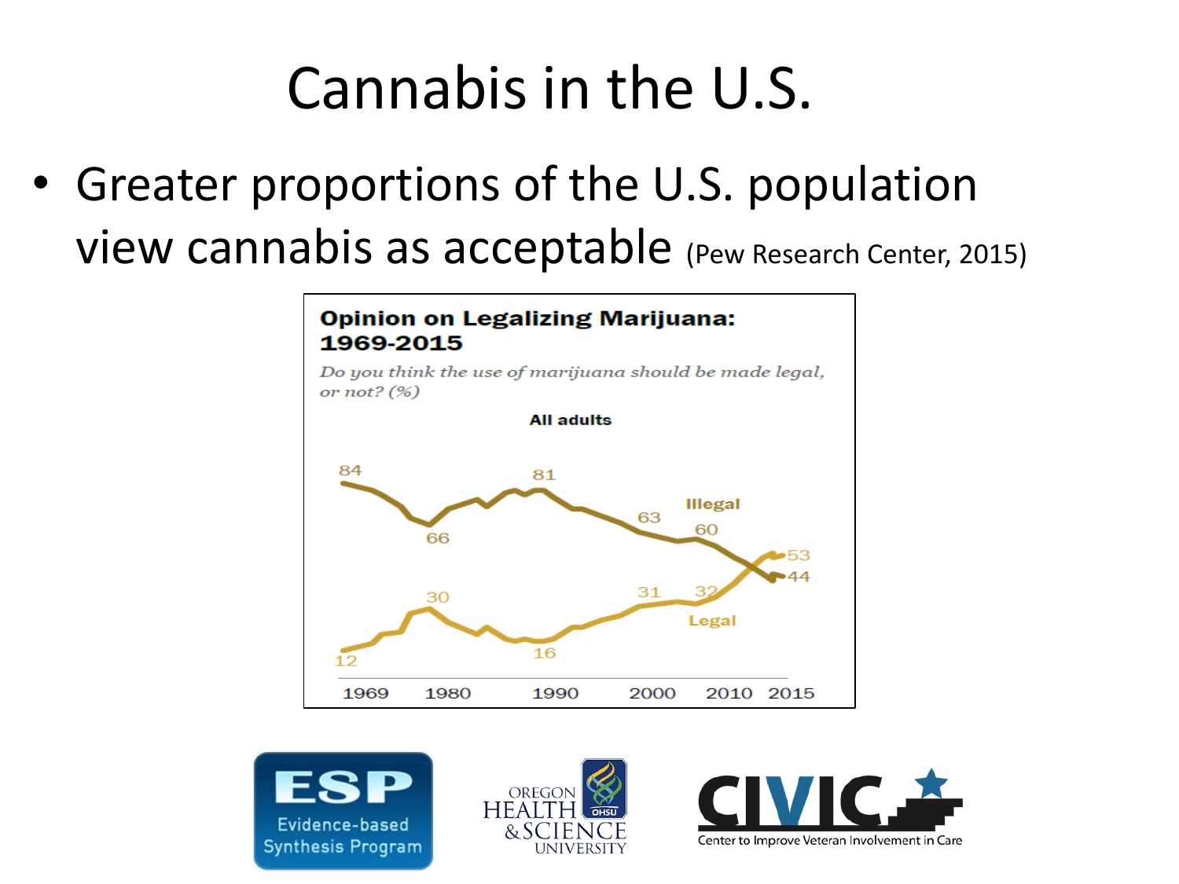# Cannabis in the U.S.

- Greater proportions of the U.S. population view cannabis as acceptable (Pew Research Center, 2015)

**Opinion on Legalizing Marijuana: 1969-2015**

*Do you think the use of marijuana should be made legal, or not? (%)*

**All adults**

Illegal: 84, 66, 81, 63, 60, 44

Legal: 12, 30, 16, 31, 32, 53

1969 1980 1990 2000 2010 2015

ESP Evidence-based Synthesis Program

Oregon Health & Science University

CIVIC Center to Improve Veteran Involvement in Care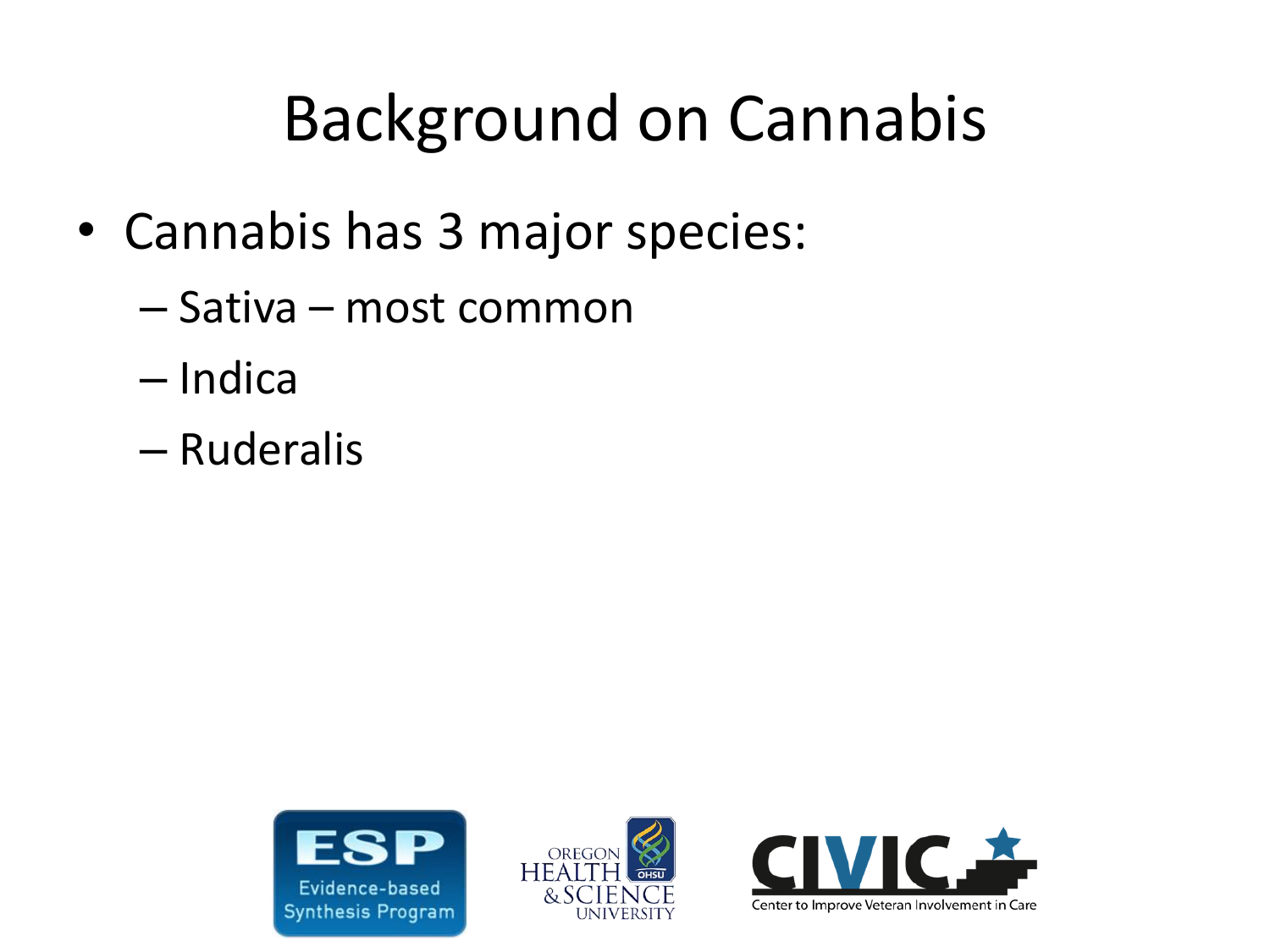# Background on Cannabis

- Cannabis has 3 major species:
  - Sativa – most common
  - Indica
  - Ruderalis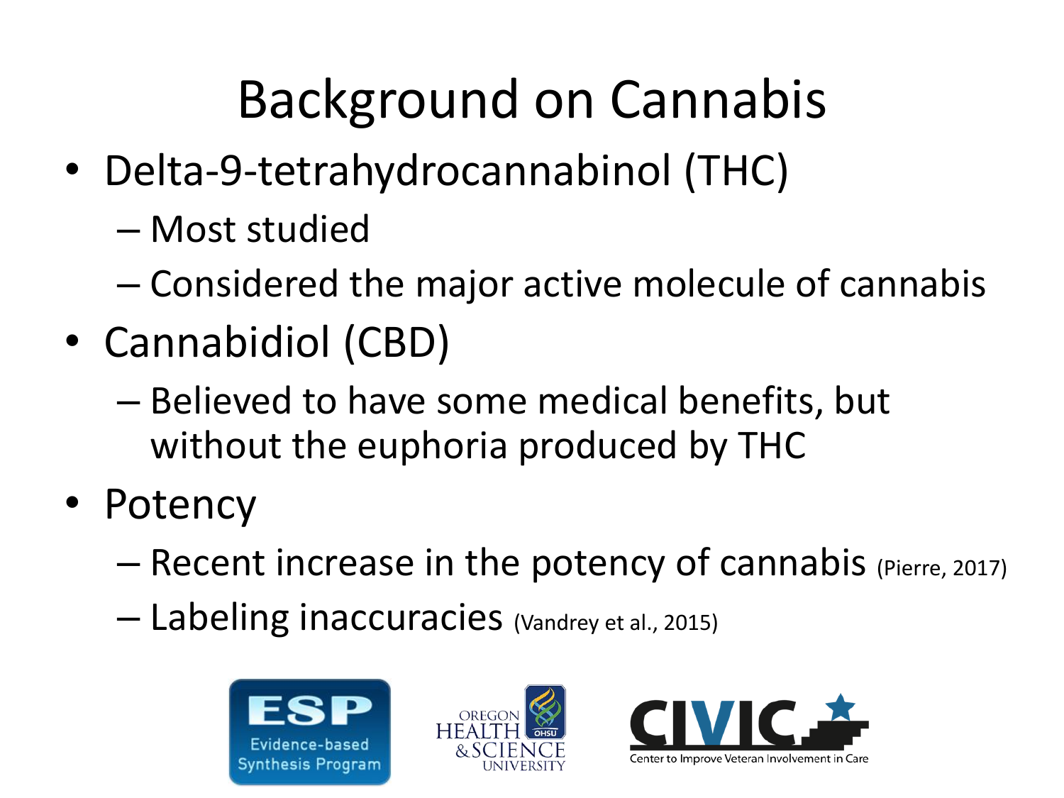# Background on Cannabis

- Delta-9-tetrahydrocannabinol (THC)
  - Most studied
  - Considered the major active molecule of cannabis
- Cannabidiol (CBD)
  - Believed to have some medical benefits, but without the euphoria produced by THC
- Potency
  - Recent increase in the potency of cannabis (Pierre, 2017)
  - Labeling inaccuracies (Vandrey et al., 2015)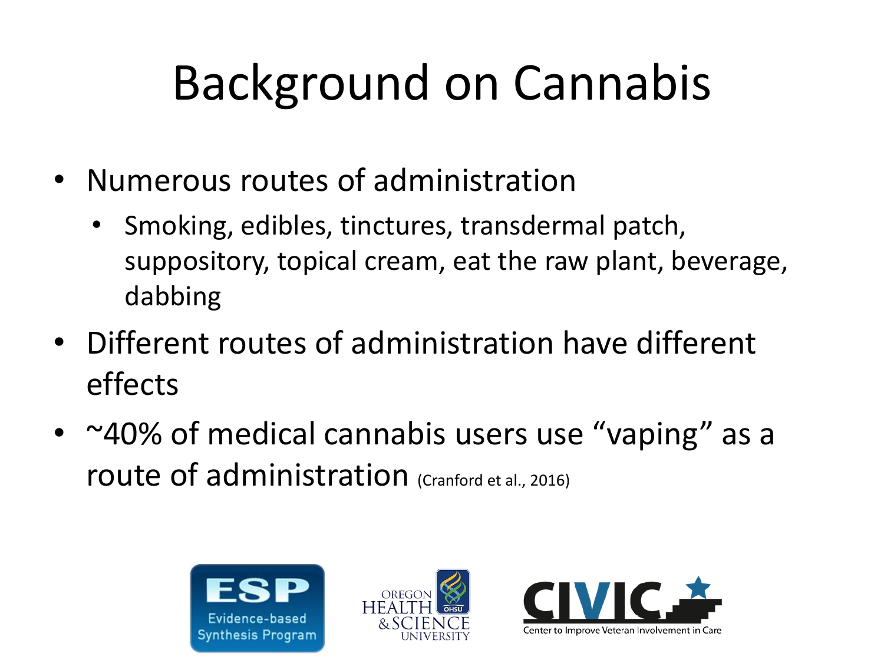# Background on Cannabis

- Numerous routes of administration
  - Smoking, edibles, tinctures, transdermal patch, suppository, topical cream, eat the raw plant, beverage, dabbing
- Different routes of administration have different effects
- ~40% of medical cannabis users use "vaping" as a route of administration (Cranford et al., 2016)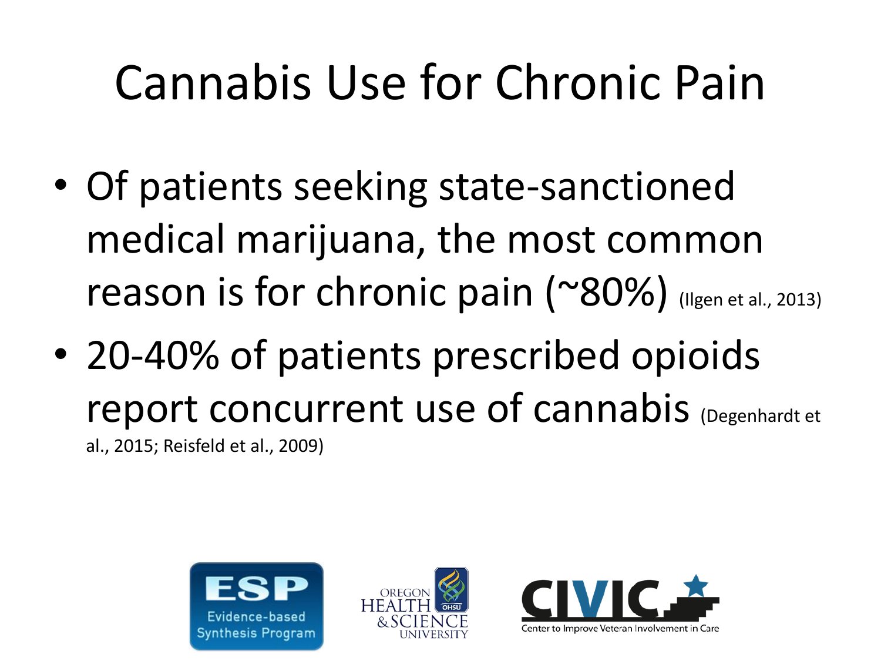# Cannabis Use for Chronic Pain

- Of patients seeking state-sanctioned medical marijuana, the most common reason is for chronic pain (~80%) (Ilgen et al., 2013)
- 20-40% of patients prescribed opioids report concurrent use of cannabis (Degenhardt et al., 2015; Reisfeld et al., 2009)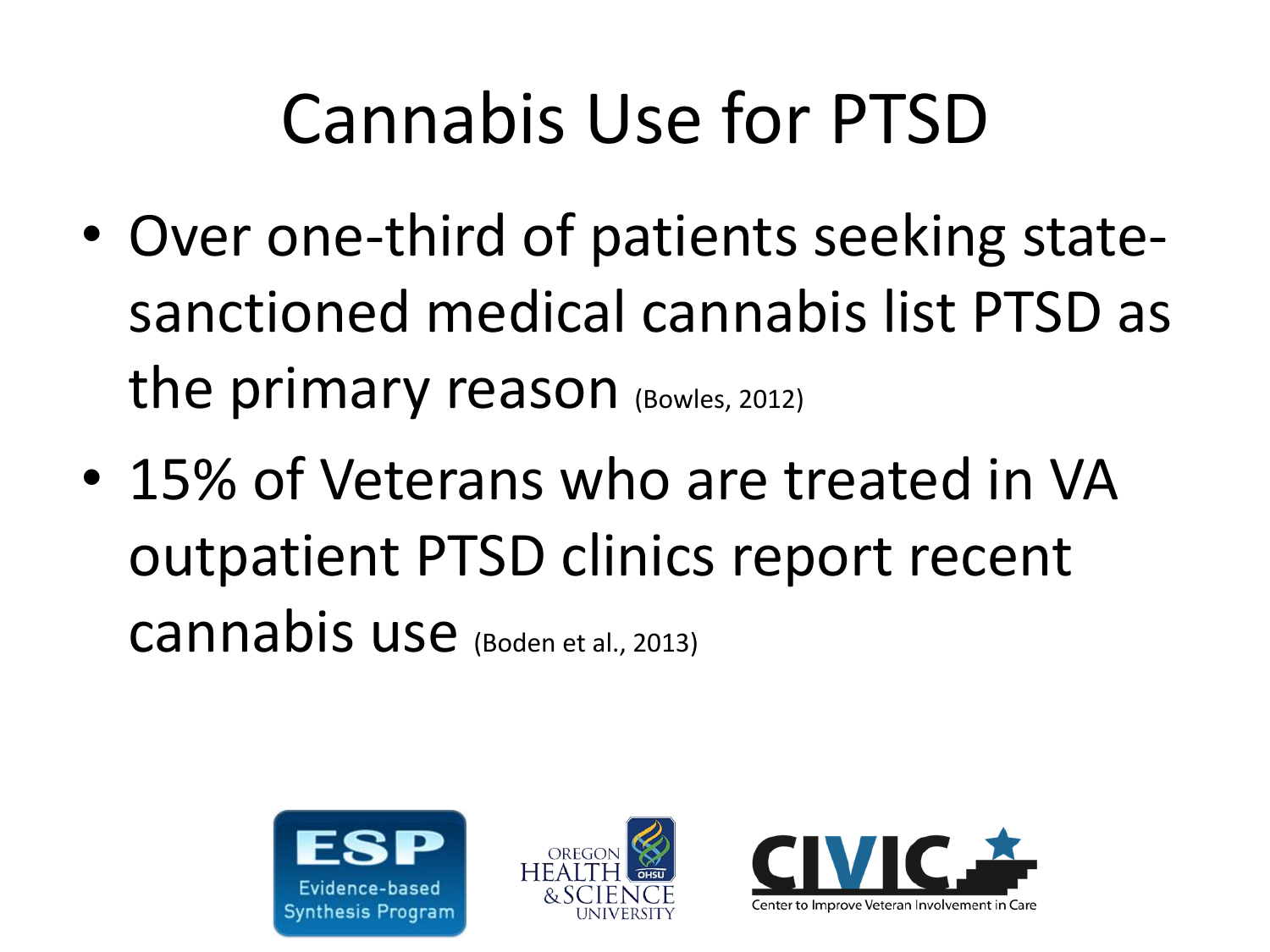# Cannabis Use for PTSD

- Over one-third of patients seeking state-sanctioned medical cannabis list PTSD as the primary reason (Bowles, 2012)
- 15% of Veterans who are treated in VA outpatient PTSD clinics report recent cannabis use (Boden et al., 2013)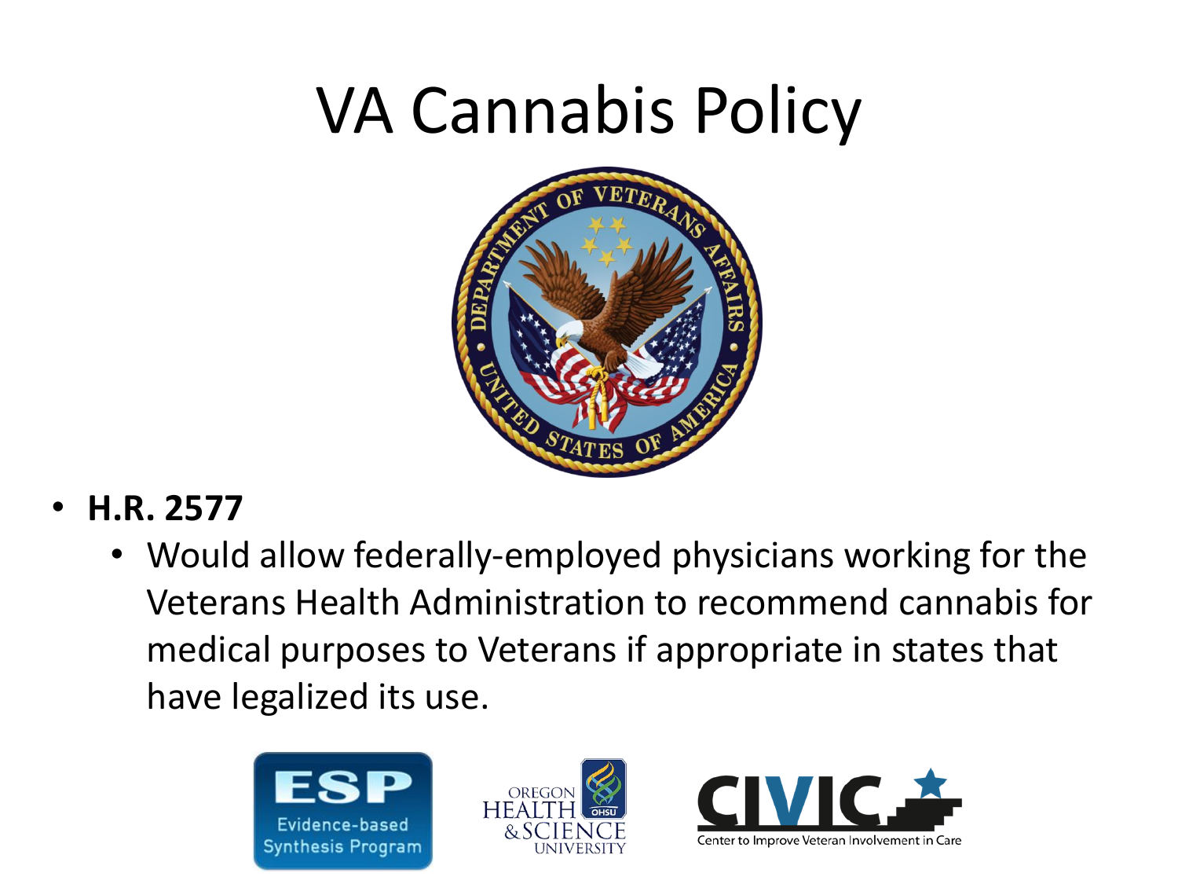# VA Cannabis Policy

- **H.R. 2577**
  - Would allow federally-employed physicians working for the Veterans Health Administration to recommend cannabis for medical purposes to Veterans if appropriate in states that have legalized its use.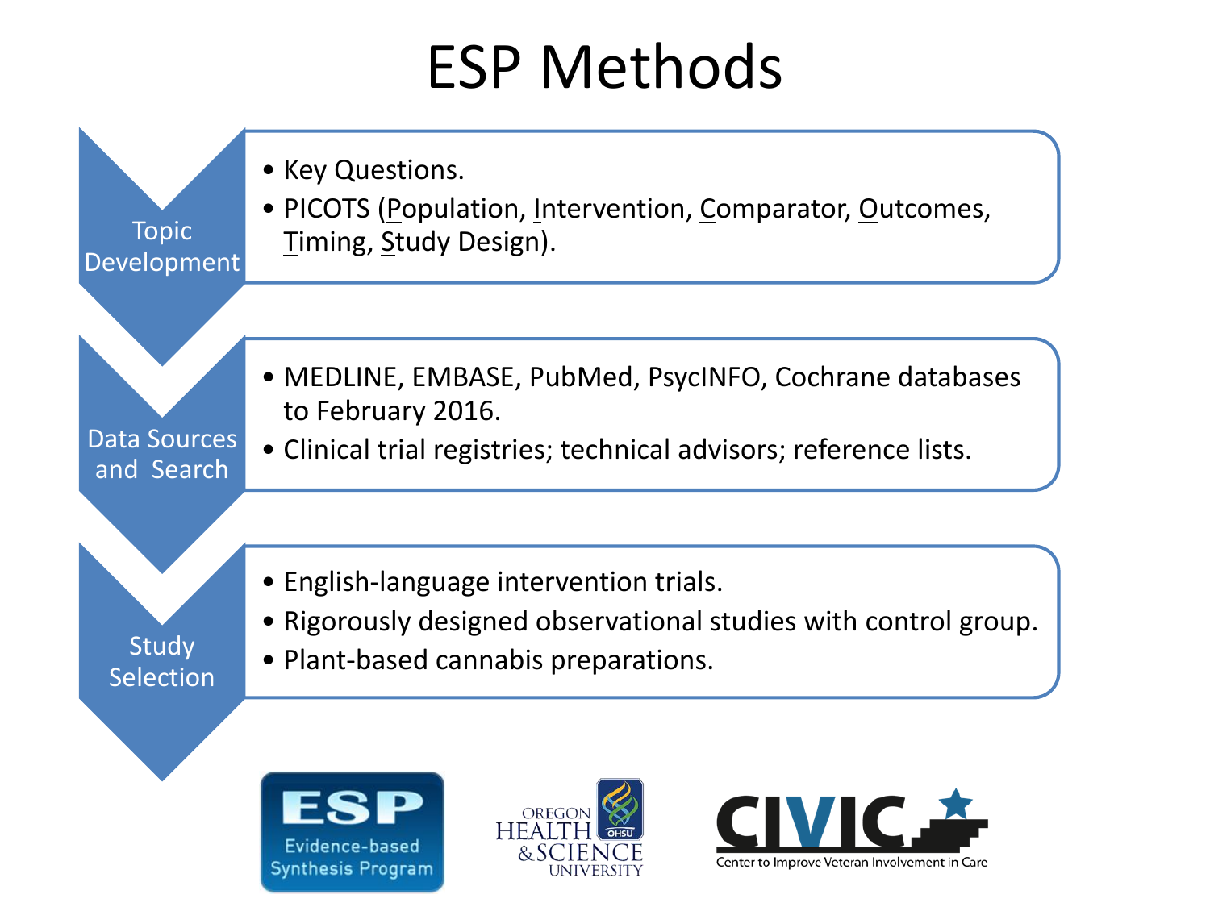# ESP Methods

**Topic Development**

- Key Questions.
- PICOTS (Population, Intervention, Comparator, Outcomes, Timing, Study Design).

**Data Sources and Search**

- MEDLINE, EMBASE, PubMed, PsycINFO, Cochrane databases to February 2016.
- Clinical trial registries; technical advisors; reference lists.

**Study Selection**

- English-language intervention trials.
- Rigorously designed observational studies with control group.
- Plant-based cannabis preparations.

ESP Evidence-based Synthesis Program

Oregon Health & Science University

CIVIC Center to Improve Veteran Involvement in Care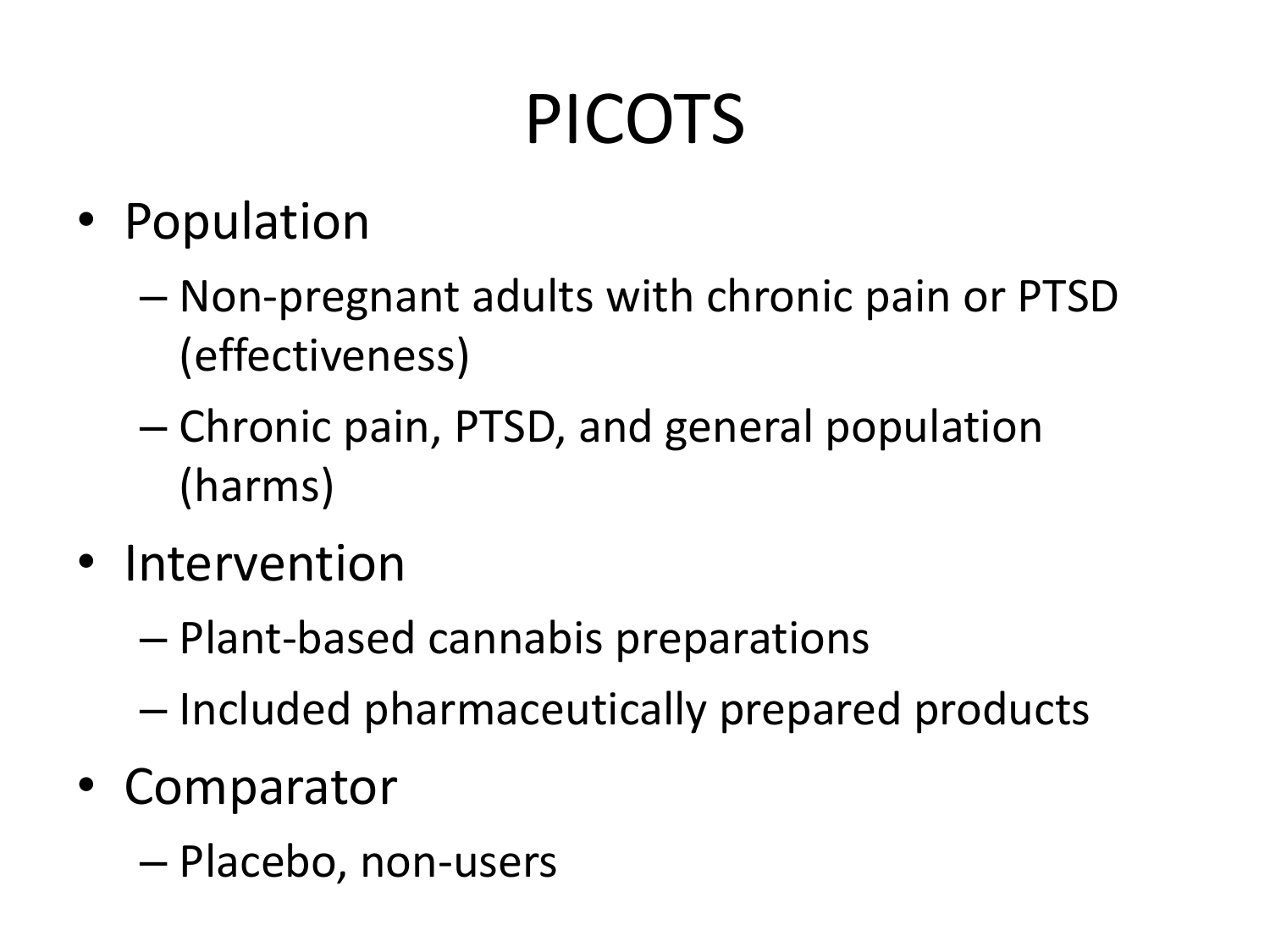# PICOTS

- Population
  - Non-pregnant adults with chronic pain or PTSD (effectiveness)
  - Chronic pain, PTSD, and general population (harms)
- Intervention
  - Plant-based cannabis preparations
  - Included pharmaceutically prepared products
- Comparator
  - Placebo, non-users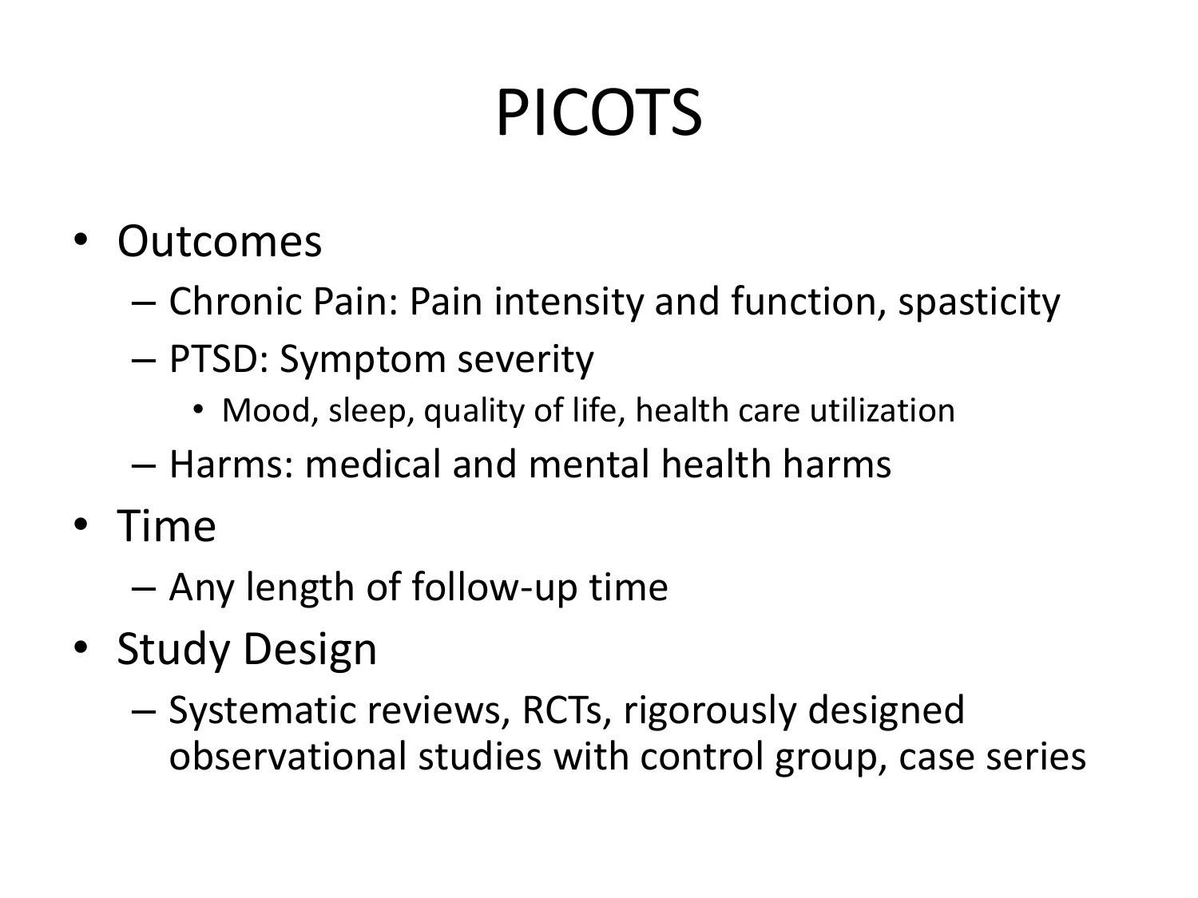# PICOTS

- Outcomes
  - Chronic Pain: Pain intensity and function, spasticity
  - PTSD: Symptom severity
    - Mood, sleep, quality of life, health care utilization
  - Harms: medical and mental health harms
- Time
  - Any length of follow-up time
- Study Design
  - Systematic reviews, RCTs, rigorously designed observational studies with control group, case series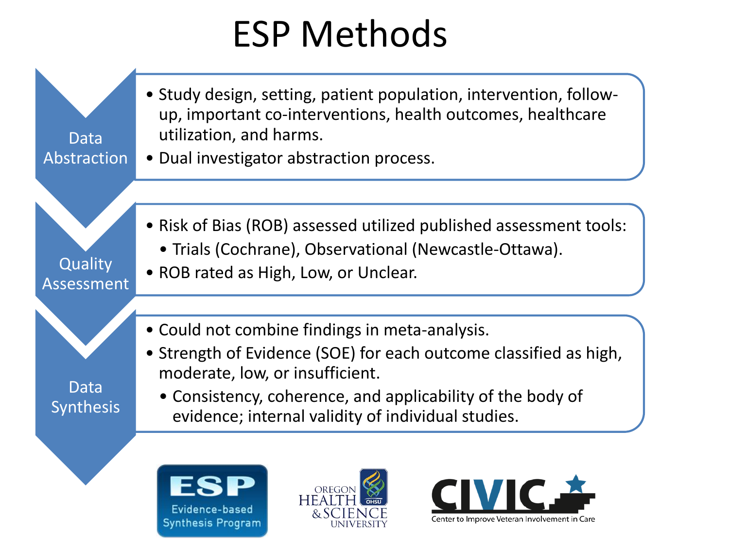# ESP Methods

## Data Abstraction

- Study design, setting, patient population, intervention, follow-up, important co-interventions, health outcomes, healthcare utilization, and harms.
- Dual investigator abstraction process.

## Quality Assessment

- Risk of Bias (ROB) assessed utilized published assessment tools:
  - Trials (Cochrane), Observational (Newcastle-Ottawa).
- ROB rated as High, Low, or Unclear.

## Data Synthesis

- Could not combine findings in meta-analysis.
- Strength of Evidence (SOE) for each outcome classified as high, moderate, low, or insufficient.
  - Consistency, coherence, and applicability of the body of evidence; internal validity of individual studies.

ESP Evidence-based Synthesis Program

OREGON HEALTH & SCIENCE UNIVERSITY

CIVIC Center to Improve Veteran Involvement in Care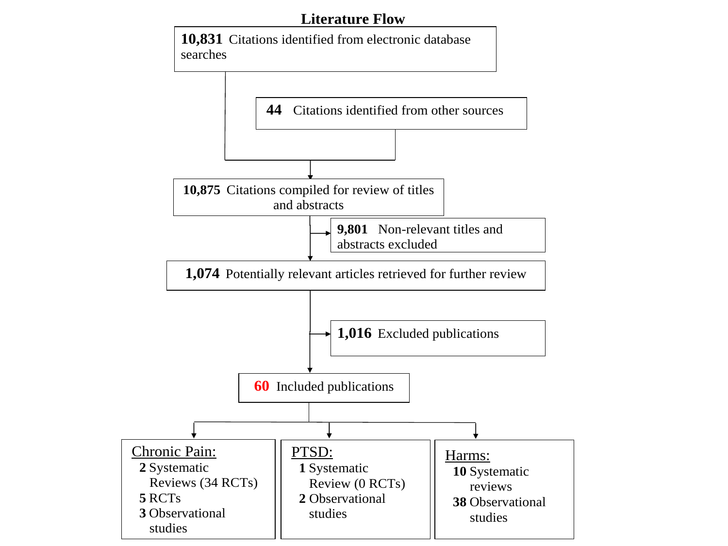## Literature Flow

**10,831** Citations identified from electronic database searches

**44** Citations identified from other sources

**10,875** Citations compiled for review of titles and abstracts

**9,801** Non-relevant titles and abstracts excluded

**1,074** Potentially relevant articles retrieved for further review

**1,016** Excluded publications

**60** Included publications

Chronic Pain:
- **2** Systematic Reviews (34 RCTs)
- **5** RCTs
- **3** Observational studies

PTSD:
- **1** Systematic Review (0 RCTs)
- **2** Observational studies

Harms:
- **10** Systematic reviews
- **38** Observational studies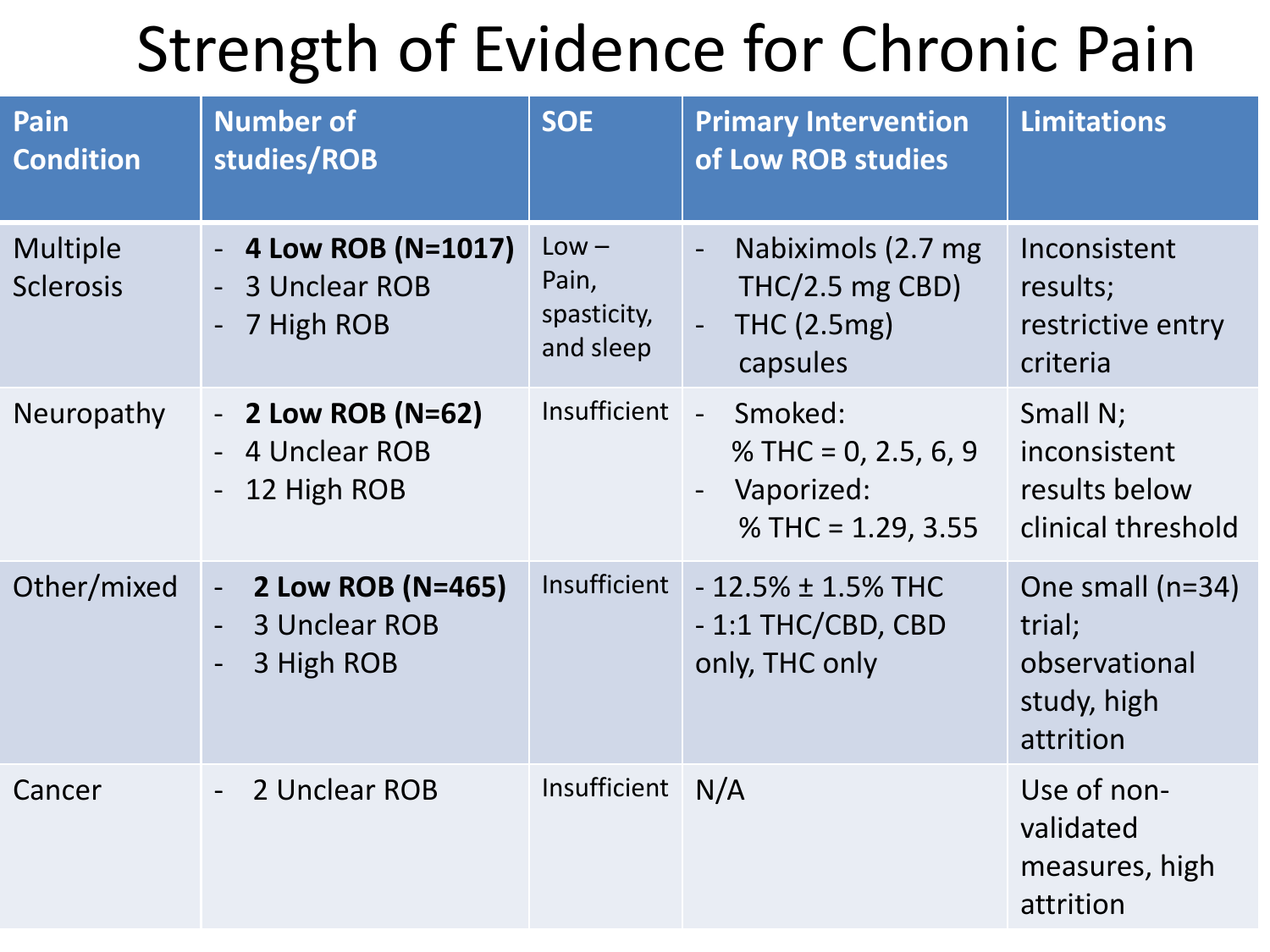# Strength of Evidence for Chronic Pain

| Pain Condition | Number of studies/ROB | SOE | Primary Intervention of Low ROB studies | Limitations |
|---|---|---|---|---|
| Multiple Sclerosis | - **4 Low ROB (N=1017)**<br>- 3 Unclear ROB<br>- 7 High ROB | Low – Pain, spasticity, and sleep | - Nabiximols (2.7 mg THC/2.5 mg CBD)<br>- THC (2.5mg) capsules | Inconsistent results; restrictive entry criteria |
| Neuropathy | - **2 Low ROB (N=62)**<br>- 4 Unclear ROB<br>- 12 High ROB | Insufficient | - Smoked: % THC = 0, 2.5, 6, 9<br>- Vaporized: % THC = 1.29, 3.55 | Small N; inconsistent results below clinical threshold |
| Other/mixed | - **2 Low ROB (N=465)**<br>- 3 Unclear ROB<br>- 3 High ROB | Insufficient | - 12.5% ± 1.5% THC<br>- 1:1 THC/CBD, CBD only, THC only | One small (n=34) trial; observational study, high attrition |
| Cancer | - 2 Unclear ROB | Insufficient | N/A | Use of non-validated measures, high attrition |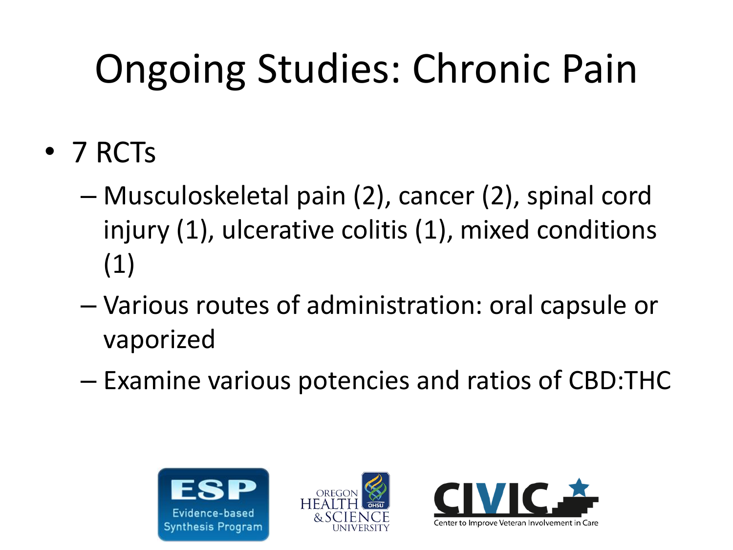# Ongoing Studies: Chronic Pain

- 7 RCTs
  - Musculoskeletal pain (2), cancer (2), spinal cord injury (1), ulcerative colitis (1), mixed conditions (1)
  - Various routes of administration: oral capsule or vaporized
  - Examine various potencies and ratios of CBD:THC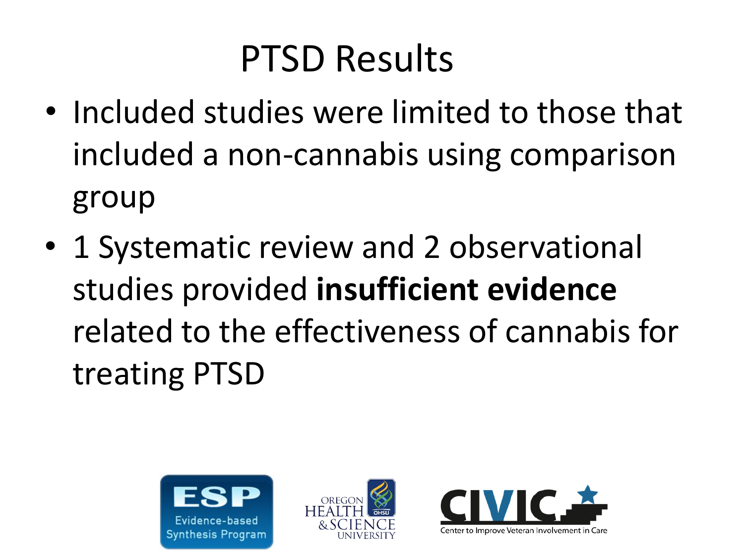# PTSD Results

- Included studies were limited to those that included a non-cannabis using comparison group
- 1 Systematic review and 2 observational studies provided **insufficient evidence** related to the effectiveness of cannabis for treating PTSD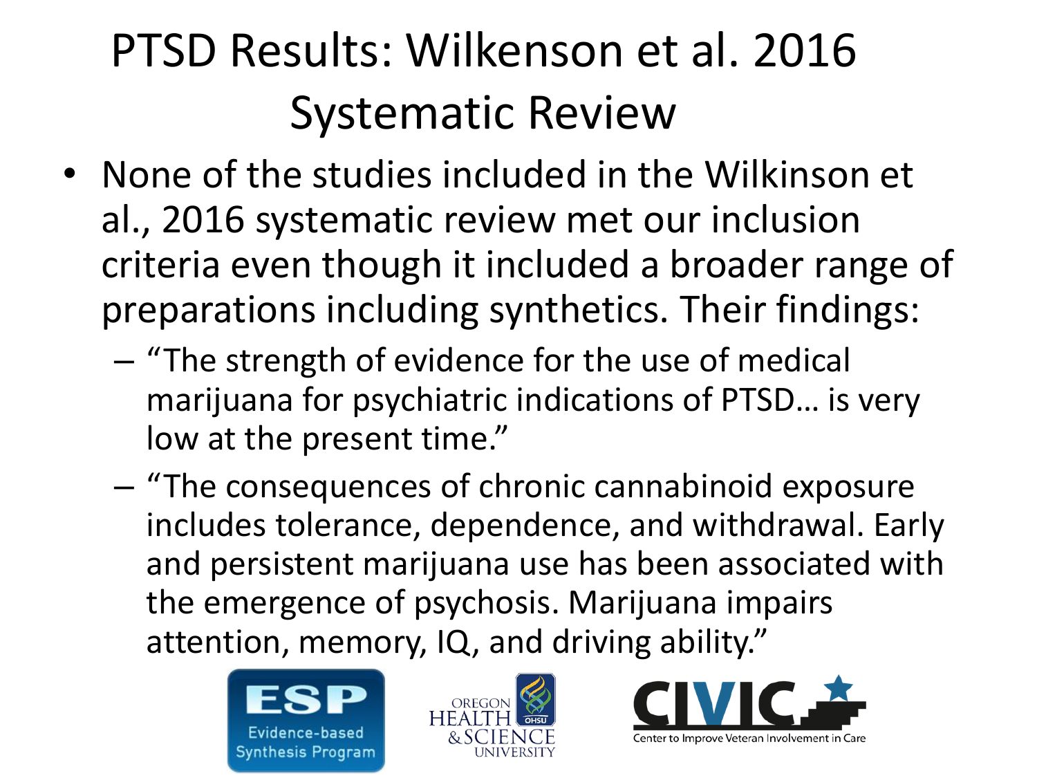# PTSD Results: Wilkenson et al. 2016 Systematic Review

- None of the studies included in the Wilkinson et al., 2016 systematic review met our inclusion criteria even though it included a broader range of preparations including synthetics. Their findings:
  - "The strength of evidence for the use of medical marijuana for psychiatric indications of PTSD… is very low at the present time."
  - "The consequences of chronic cannabinoid exposure includes tolerance, dependence, and withdrawal. Early and persistent marijuana use has been associated with the emergence of psychosis. Marijuana impairs attention, memory, IQ, and driving ability."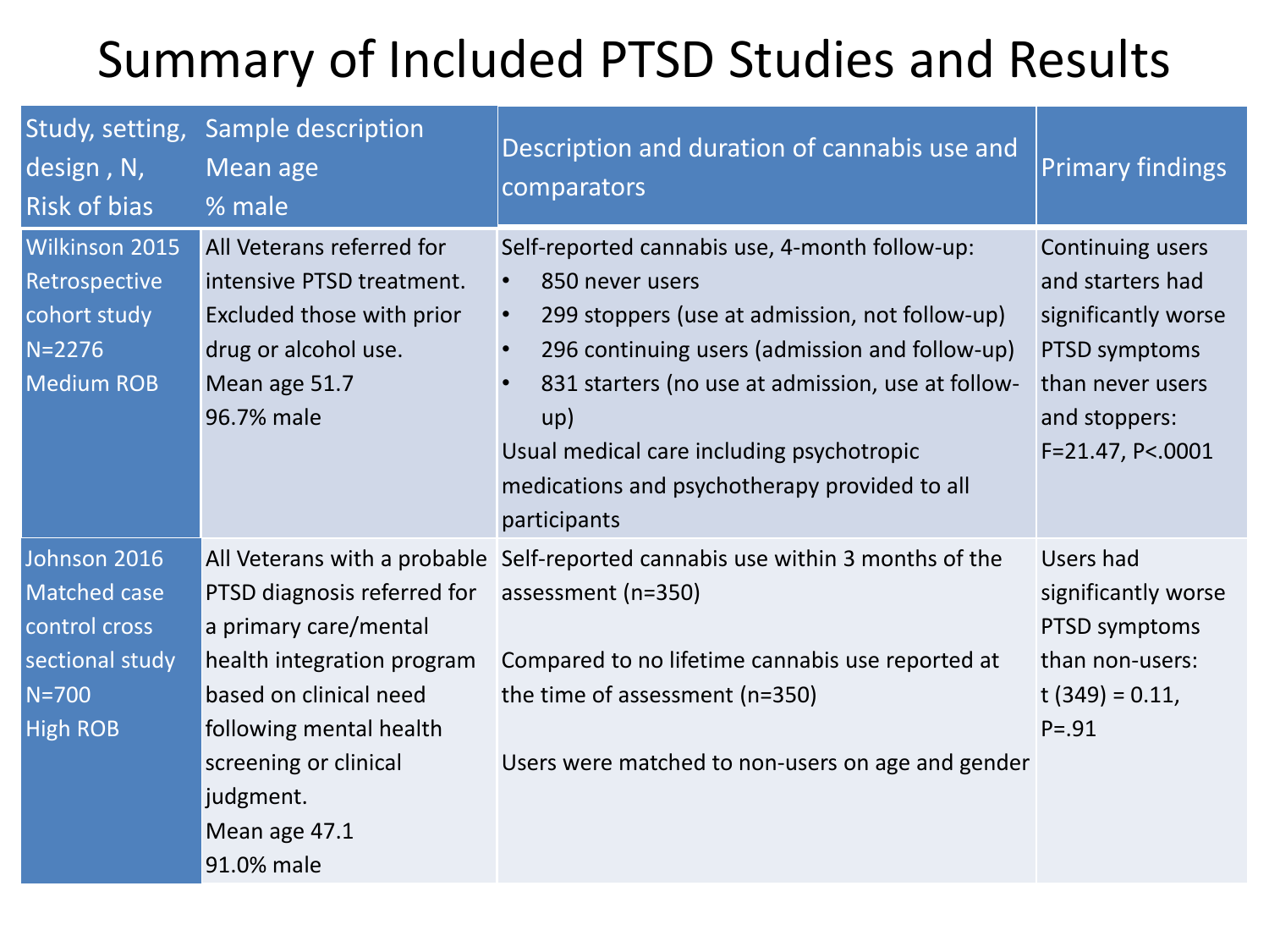# Summary of Included PTSD Studies and Results

| Study, setting, design , N, Risk of bias | Sample description Mean age % male | Description and duration of cannabis use and comparators | Primary findings |
|---|---|---|---|
| Wilkinson 2015 Retrospective cohort study N=2276 Medium ROB | All Veterans referred for intensive PTSD treatment. Excluded those with prior drug or alcohol use. Mean age 51.7 96.7% male | Self-reported cannabis use, 4-month follow-up: <br>• 850 never users <br>• 299 stoppers (use at admission, not follow-up) <br>• 296 continuing users (admission and follow-up) <br>• 831 starters (no use at admission, use at follow-up) <br>Usual medical care including psychotropic medications and psychotherapy provided to all participants | Continuing users and starters had significantly worse PTSD symptoms than never users and stoppers: $F=21.47$, $P<.0001$ |
| Johnson 2016 Matched case control cross sectional study N=700 High ROB | All Veterans with a probable PTSD diagnosis referred for a primary care/mental health integration program based on clinical need following mental health screening or clinical judgment. Mean age 47.1 91.0% male | Self-reported cannabis use within 3 months of the assessment (n=350) <br><br>Compared to no lifetime cannabis use reported at the time of assessment (n=350) <br><br>Users were matched to non-users on age and gender | Users had significantly worse PTSD symptoms than non-users: $t\ (349) = 0.11$, $P=.91$ |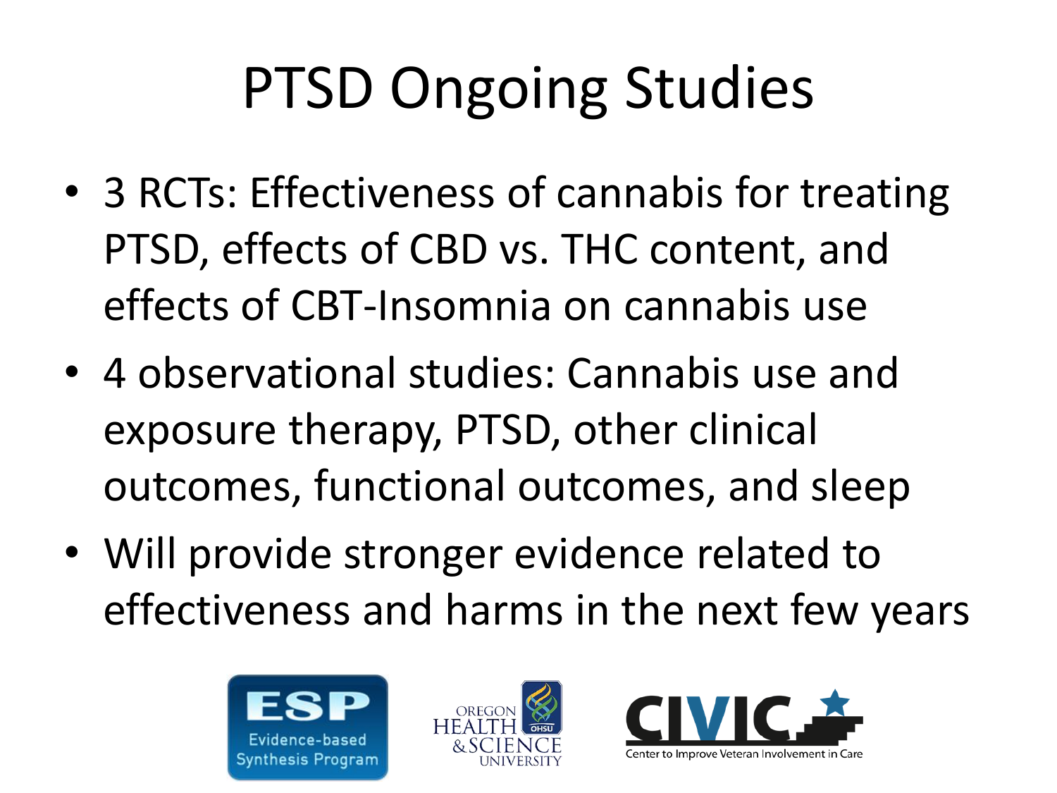# PTSD Ongoing Studies

- 3 RCTs: Effectiveness of cannabis for treating PTSD, effects of CBD vs. THC content, and effects of CBT-Insomnia on cannabis use
- 4 observational studies: Cannabis use and exposure therapy, PTSD, other clinical outcomes, functional outcomes, and sleep
- Will provide stronger evidence related to effectiveness and harms in the next few years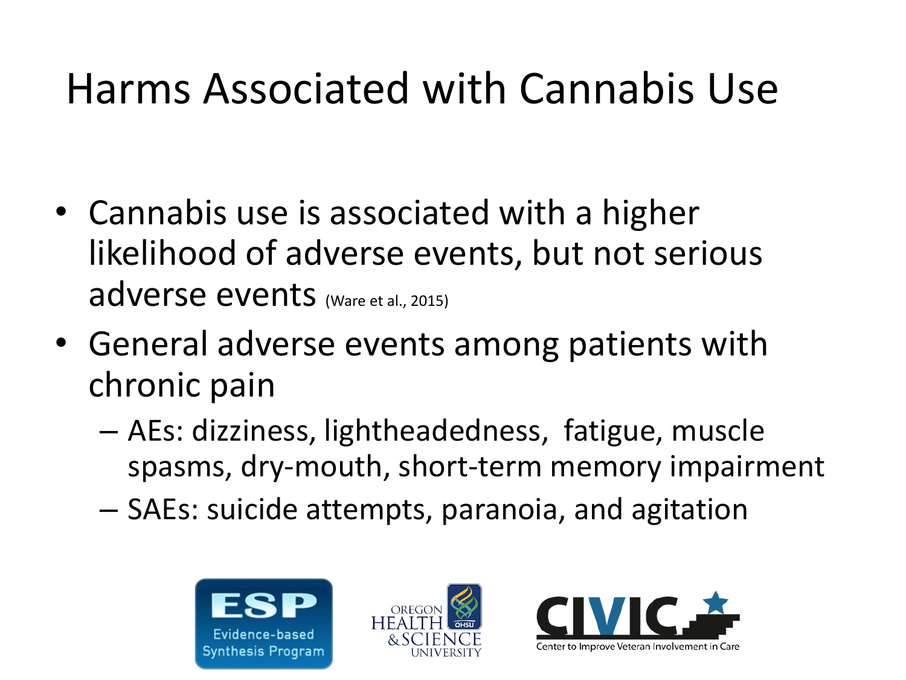# Harms Associated with Cannabis Use

- Cannabis use is associated with a higher likelihood of adverse events, but not serious adverse events (Ware et al., 2015)
- General adverse events among patients with chronic pain
  - AEs: dizziness, lightheadedness, fatigue, muscle spasms, dry-mouth, short-term memory impairment
  - SAEs: suicide attempts, paranoia, and agitation

ESP Evidence-based Synthesis Program

OREGON HEALTH & SCIENCE UNIVERSITY OHSU

CIVIC Center to Improve Veteran Involvement in Care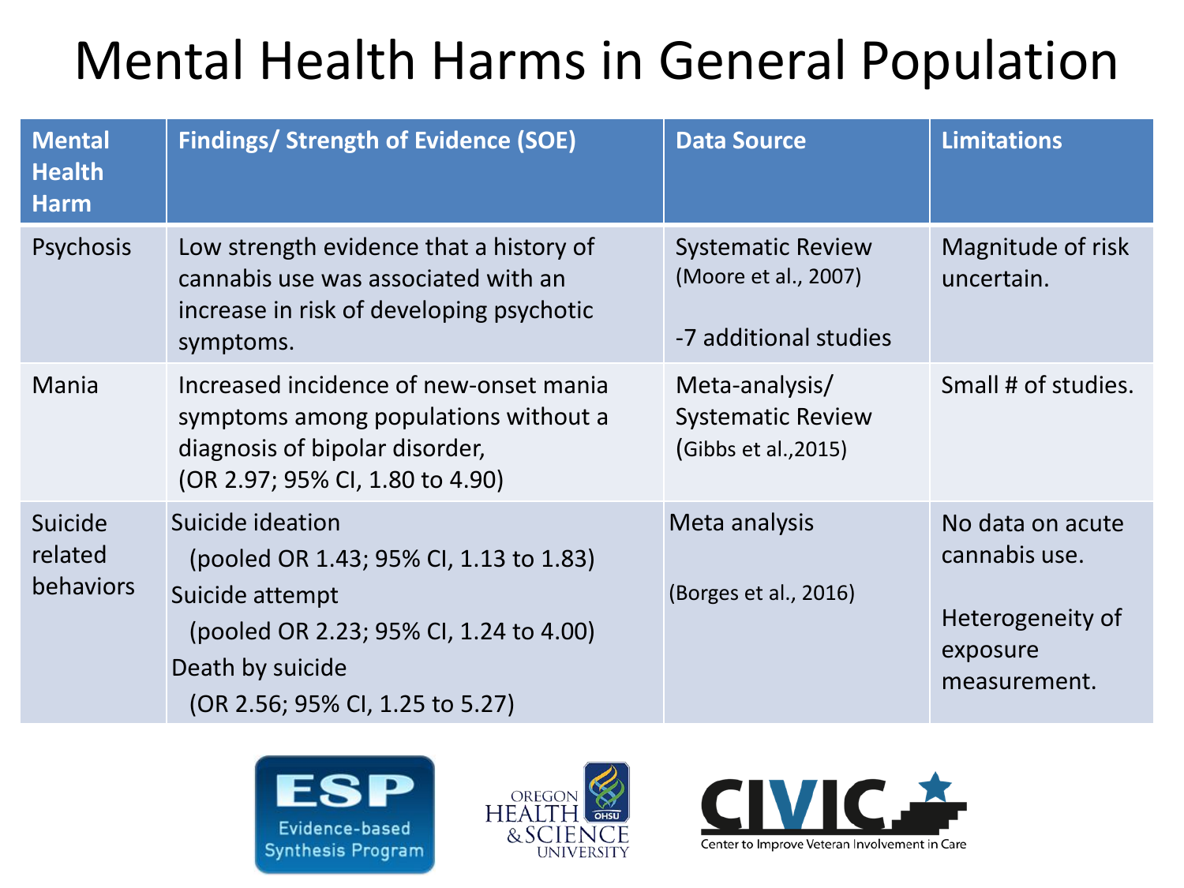# Mental Health Harms in General Population

| Mental Health Harm | Findings/ Strength of Evidence (SOE) | Data Source | Limitations |
|---|---|---|---|
| Psychosis | Low strength evidence that a history of cannabis use was associated with an increase in risk of developing psychotic symptoms. | Systematic Review (Moore et al., 2007)<br><br>-7 additional studies | Magnitude of risk uncertain. |
| Mania | Increased incidence of new-onset mania symptoms among populations without a diagnosis of bipolar disorder, (OR 2.97; 95% CI, 1.80 to 4.90) | Meta-analysis/ Systematic Review (Gibbs et al.,2015) | Small # of studies. |
| Suicide related behaviors | Suicide ideation (pooled OR 1.43; 95% CI, 1.13 to 1.83)<br>Suicide attempt (pooled OR 2.23; 95% CI, 1.24 to 4.00)<br>Death by suicide (OR 2.56; 95% CI, 1.25 to 5.27) | Meta analysis<br><br>(Borges et al., 2016) | No data on acute cannabis use.<br><br>Heterogeneity of exposure measurement. |

ESP Evidence-based Synthesis Program | Oregon Health & Science University | CIVIC Center to Improve Veteran Involvement in Care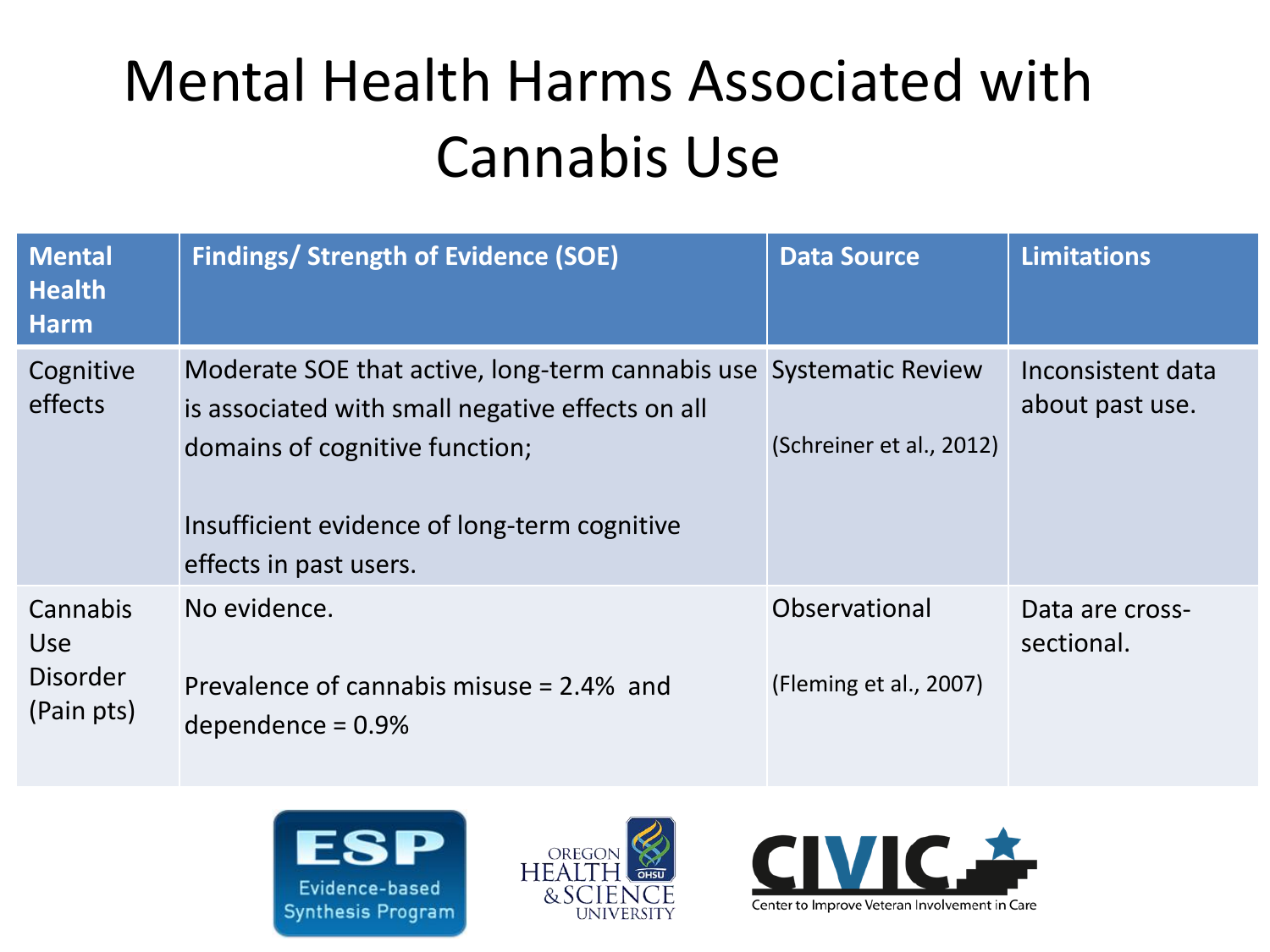# Mental Health Harms Associated with Cannabis Use

| Mental Health Harm | Findings/ Strength of Evidence (SOE) | Data Source | Limitations |
|---|---|---|---|
| Cognitive effects | Moderate SOE that active, long-term cannabis use is associated with small negative effects on all domains of cognitive function;<br><br>Insufficient evidence of long-term cognitive effects in past users. | Systematic Review<br><br>(Schreiner et al., 2012) | Inconsistent data about past use. |
| Cannabis Use Disorder (Pain pts) | No evidence.<br><br>Prevalence of cannabis misuse = 2.4% and dependence = 0.9% | Observational<br><br>(Fleming et al., 2007) | Data are cross-sectional. |

ESP Evidence-based Synthesis Program

Oregon Health & Science University

CIVIC Center to Improve Veteran Involvement in Care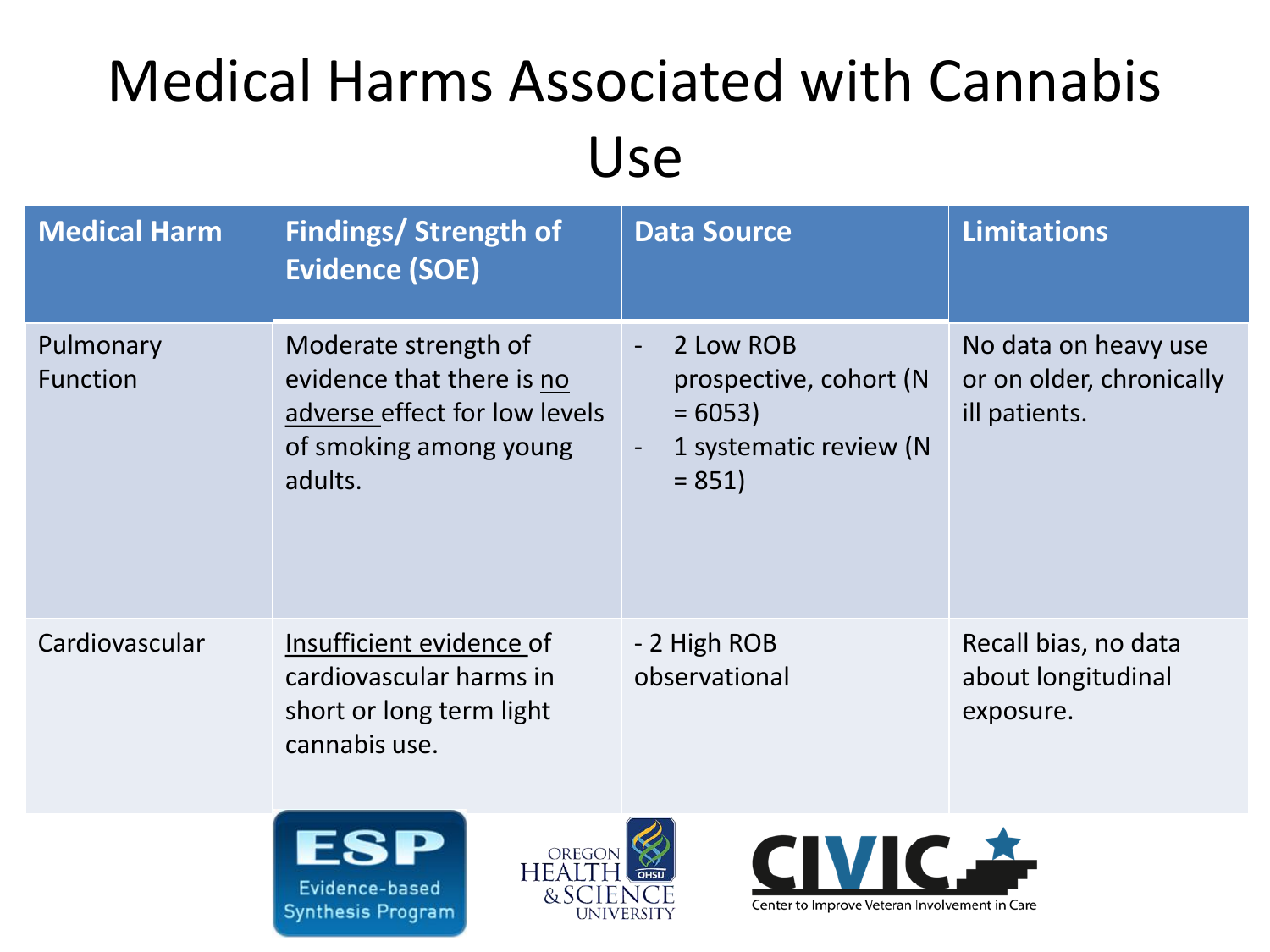# Medical Harms Associated with Cannabis Use

| Medical Harm | Findings/ Strength of Evidence (SOE) | Data Source | Limitations |
| --- | --- | --- | --- |
| Pulmonary Function | Moderate strength of evidence that there is no adverse effect for low levels of smoking among young adults. | - 2 Low ROB prospective, cohort (N = 6053)<br>- 1 systematic review (N = 851) | No data on heavy use or on older, chronically ill patients. |
| Cardiovascular | Insufficient evidence of cardiovascular harms in short or long term light cannabis use. | - 2 High ROB observational | Recall bias, no data about longitudinal exposure. |

ESP Evidence-based Synthesis Program

OREGON HEALTH & SCIENCE UNIVERSITY

CIVIC Center to Improve Veteran Involvement in Care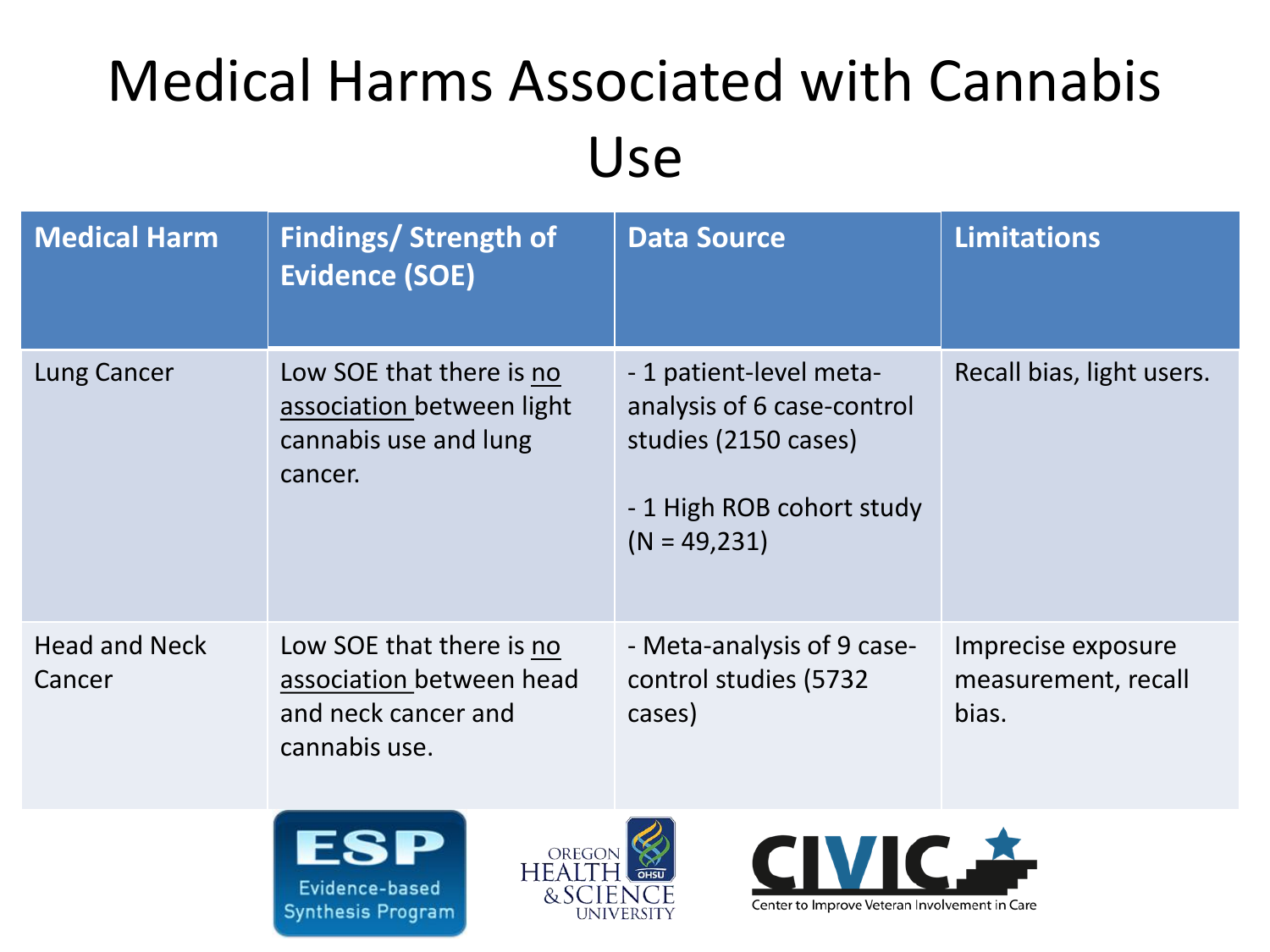# Medical Harms Associated with Cannabis Use

| Medical Harm | Findings/ Strength of Evidence (SOE) | Data Source | Limitations |
|---|---|---|---|
| Lung Cancer | Low SOE that there is <u>no association</u> between light cannabis use and lung cancer. | - 1 patient-level meta-analysis of 6 case-control studies (2150 cases)<br><br>- 1 High ROB cohort study (N = 49,231) | Recall bias, light users. |
| Head and Neck Cancer | Low SOE that there is <u>no association</u> between head and neck cancer and cannabis use. | - Meta-analysis of 9 case-control studies (5732 cases) | Imprecise exposure measurement, recall bias. |

ESP Evidence-based Synthesis Program | Oregon Health & Science University | CIVIC Center to Improve Veteran Involvement in Care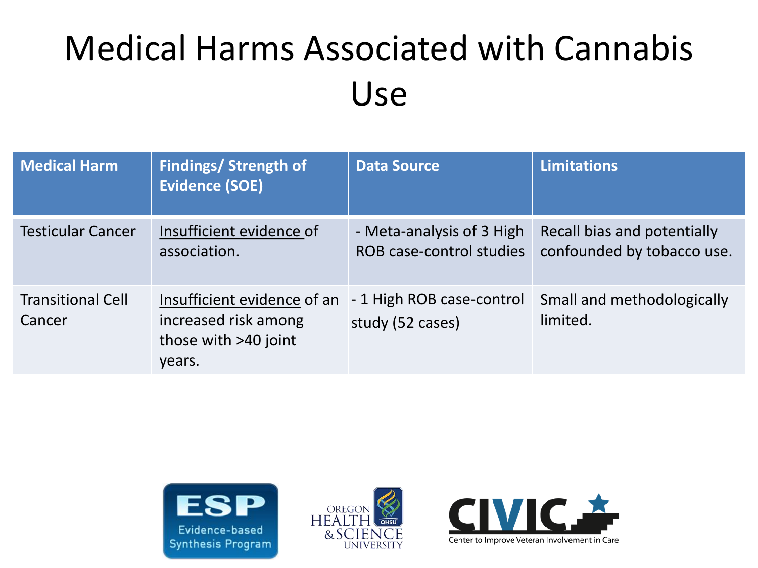# Medical Harms Associated with Cannabis Use

| Medical Harm | Findings/ Strength of Evidence (SOE) | Data Source | Limitations |
|---|---|---|---|
| Testicular Cancer | <u>Insufficient evidence</u> of association. | - Meta-analysis of 3 High ROB case-control studies | Recall bias and potentially confounded by tobacco use. |
| Transitional Cell Cancer | <u>Insufficient evidence</u> of an increased risk among those with >40 joint years. | - 1 High ROB case-control study (52 cases) | Small and methodologically limited. |

ESP Evidence-based Synthesis Program

Oregon Health & Science University

CIVIC Center to Improve Veteran Involvement in Care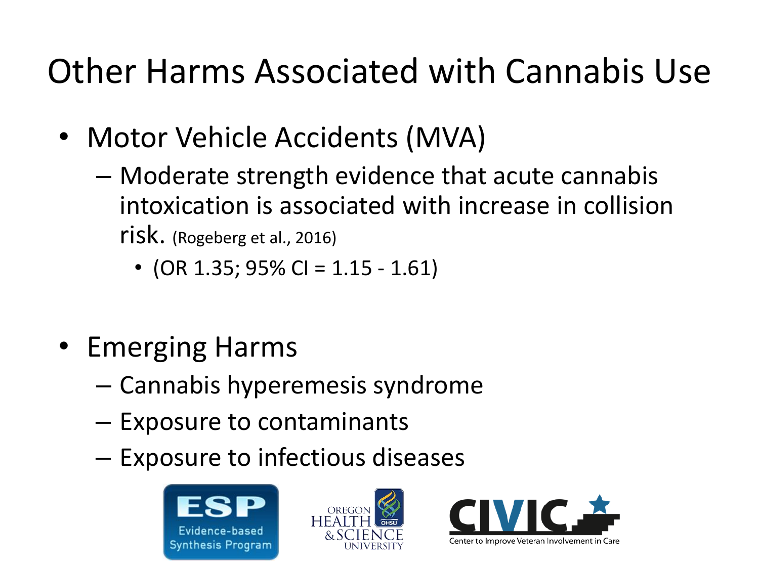# Other Harms Associated with Cannabis Use

- Motor Vehicle Accidents (MVA)
  - Moderate strength evidence that acute cannabis intoxication is associated with increase in collision risk. (Rogeberg et al., 2016)
    - (OR 1.35; 95% CI = 1.15 - 1.61)

- Emerging Harms
  - Cannabis hyperemesis syndrome
  - Exposure to contaminants
  - Exposure to infectious diseases

ESP Evidence-based Synthesis Program

Oregon Health & Science University

CIVIC Center to Improve Veteran Involvement in Care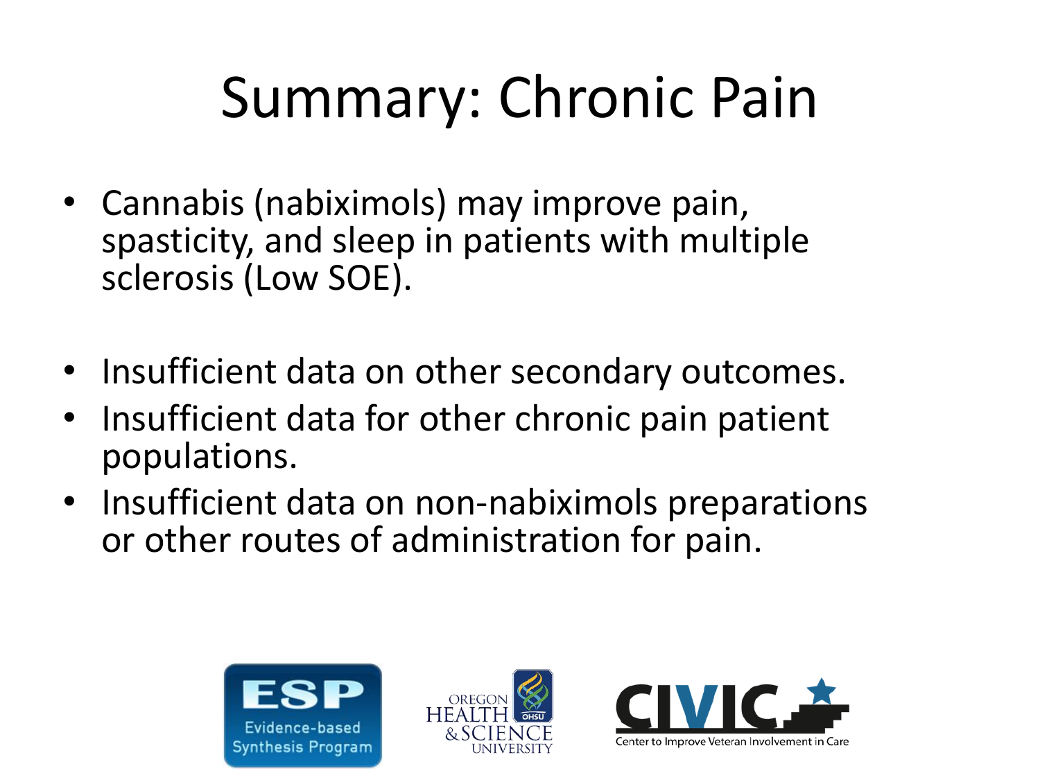# Summary: Chronic Pain

- Cannabis (nabiximols) may improve pain, spasticity, and sleep in patients with multiple sclerosis (Low SOE).

- Insufficient data on other secondary outcomes.
- Insufficient data for other chronic pain patient populations.
- Insufficient data on non-nabiximols preparations or other routes of administration for pain.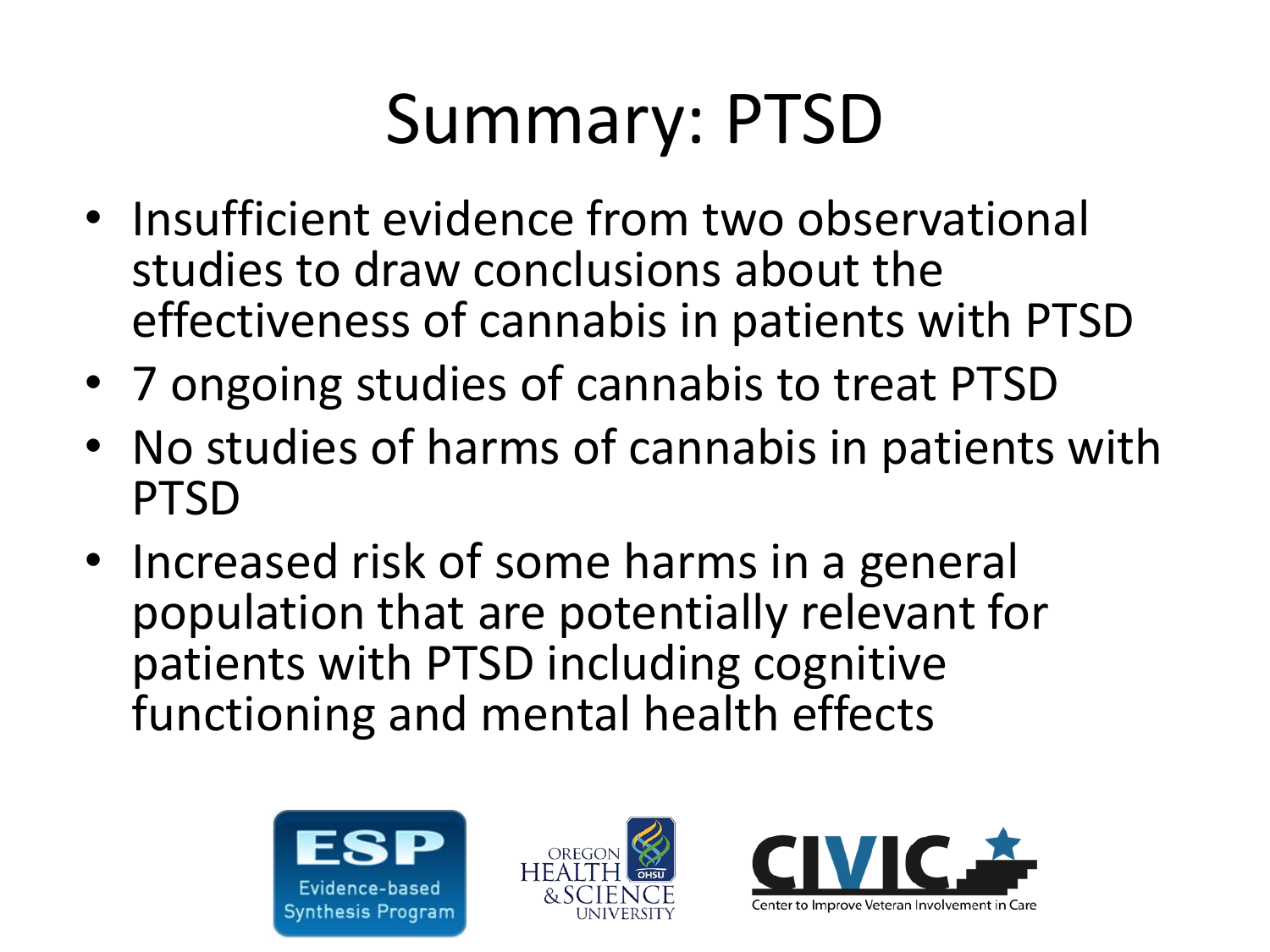# Summary: PTSD

- Insufficient evidence from two observational studies to draw conclusions about the effectiveness of cannabis in patients with PTSD
- 7 ongoing studies of cannabis to treat PTSD
- No studies of harms of cannabis in patients with PTSD
- Increased risk of some harms in a general population that are potentially relevant for patients with PTSD including cognitive functioning and mental health effects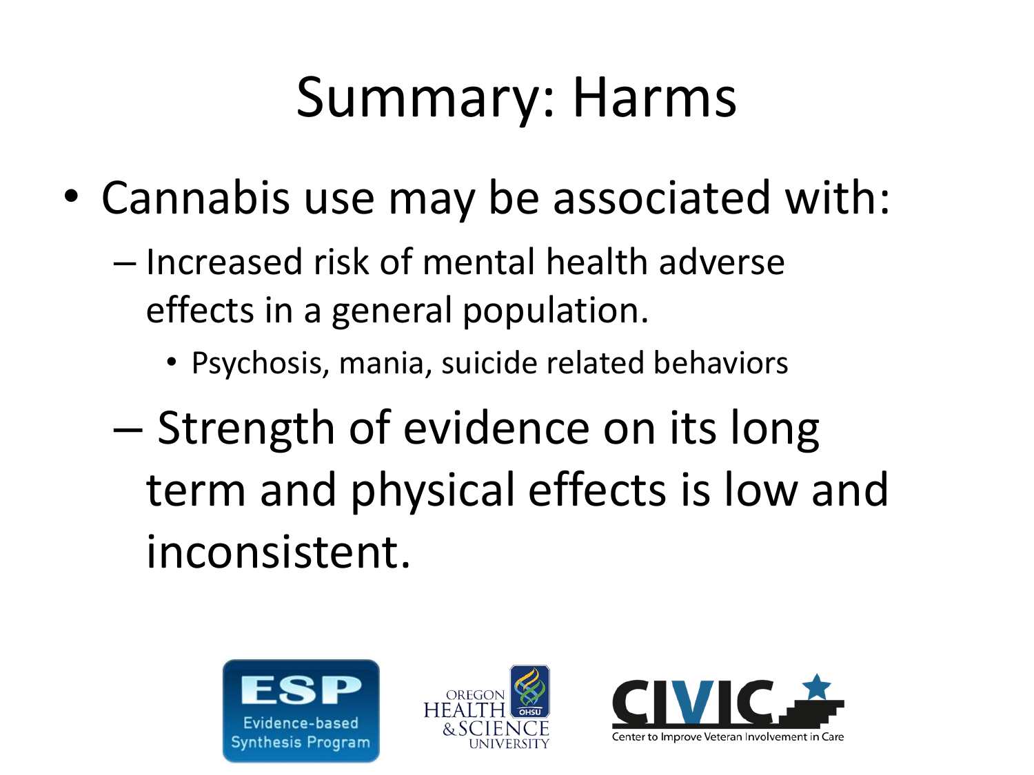# Summary: Harms

- Cannabis use may be associated with:
  - Increased risk of mental health adverse effects in a general population.
    - Psychosis, mania, suicide related behaviors
  - Strength of evidence on its long term and physical effects is low and inconsistent.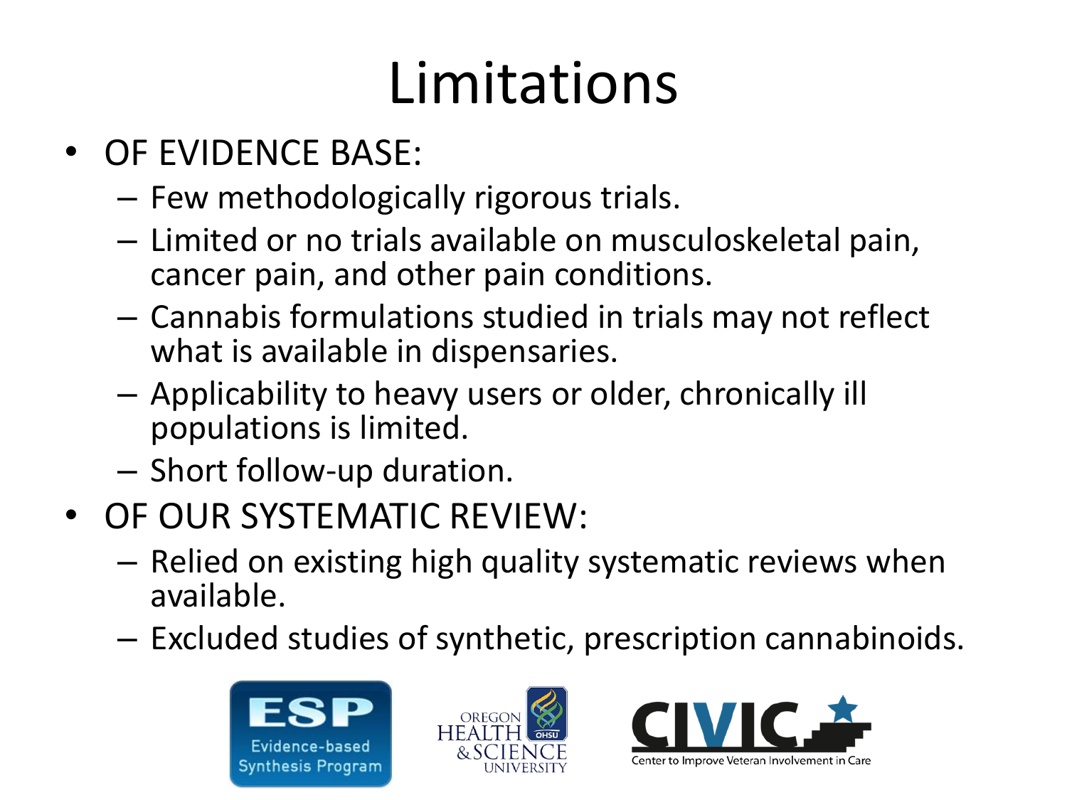# Limitations

- OF EVIDENCE BASE:
  - Few methodologically rigorous trials.
  - Limited or no trials available on musculoskeletal pain, cancer pain, and other pain conditions.
  - Cannabis formulations studied in trials may not reflect what is available in dispensaries.
  - Applicability to heavy users or older, chronically ill populations is limited.
  - Short follow-up duration.
- OF OUR SYSTEMATIC REVIEW:
  - Relied on existing high quality systematic reviews when available.
  - Excluded studies of synthetic, prescription cannabinoids.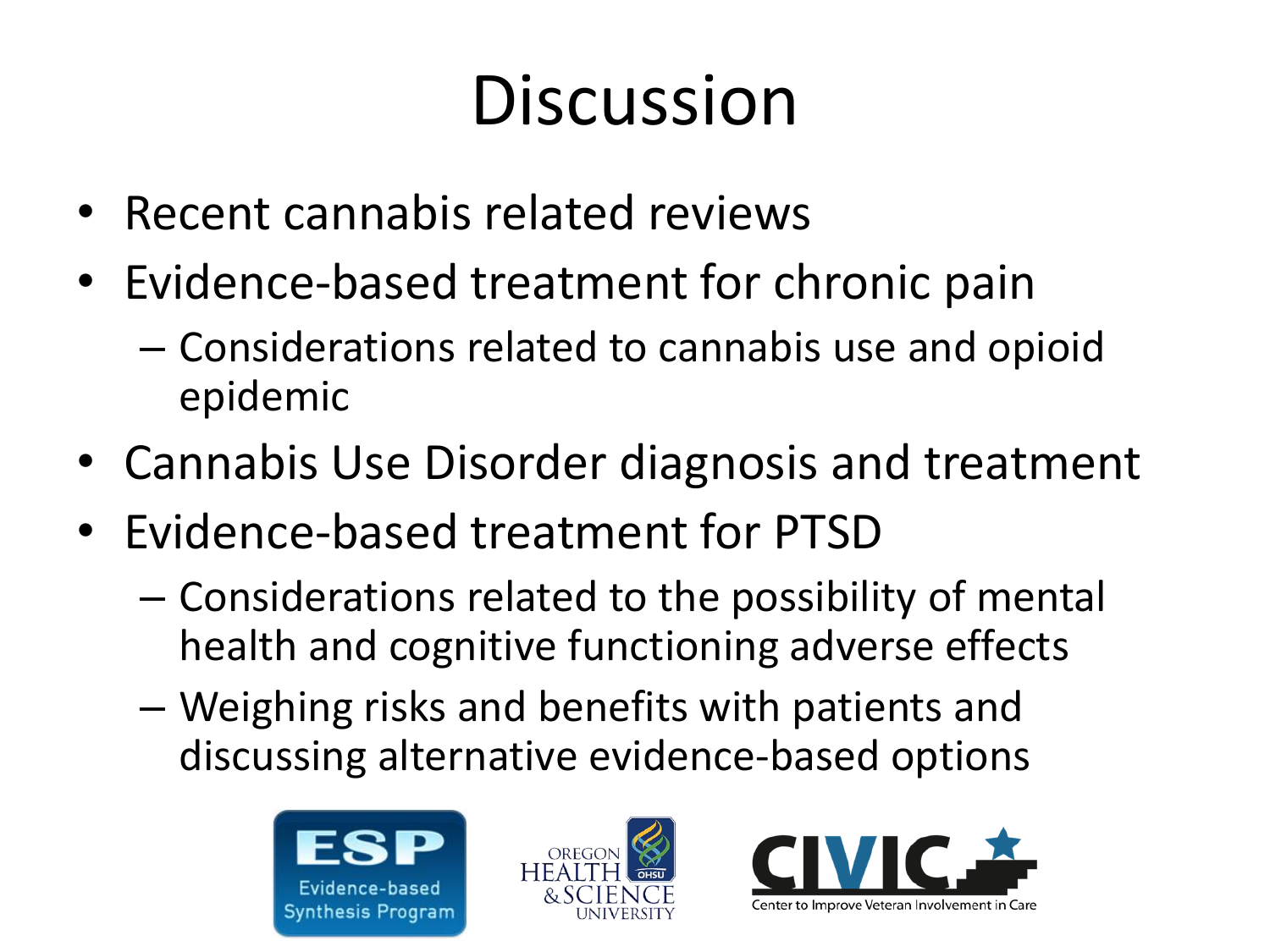# Discussion

- Recent cannabis related reviews
- Evidence-based treatment for chronic pain
  - Considerations related to cannabis use and opioid epidemic
- Cannabis Use Disorder diagnosis and treatment
- Evidence-based treatment for PTSD
  - Considerations related to the possibility of mental health and cognitive functioning adverse effects
  - Weighing risks and benefits with patients and discussing alternative evidence-based options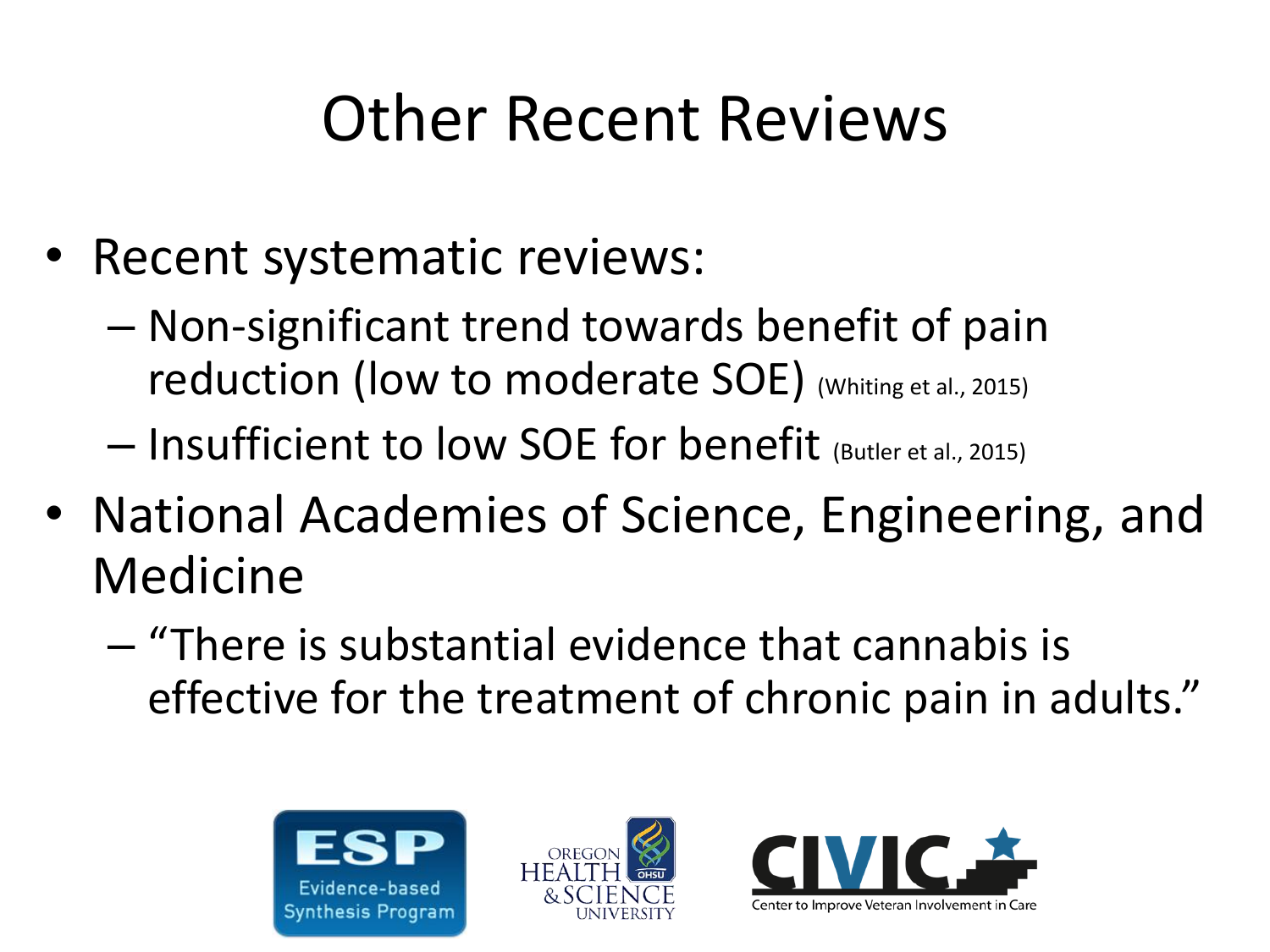# Other Recent Reviews

- Recent systematic reviews:
  - Non-significant trend towards benefit of pain reduction (low to moderate SOE) (Whiting et al., 2015)
  - Insufficient to low SOE for benefit (Butler et al., 2015)
- National Academies of Science, Engineering, and Medicine
  - "There is substantial evidence that cannabis is effective for the treatment of chronic pain in adults."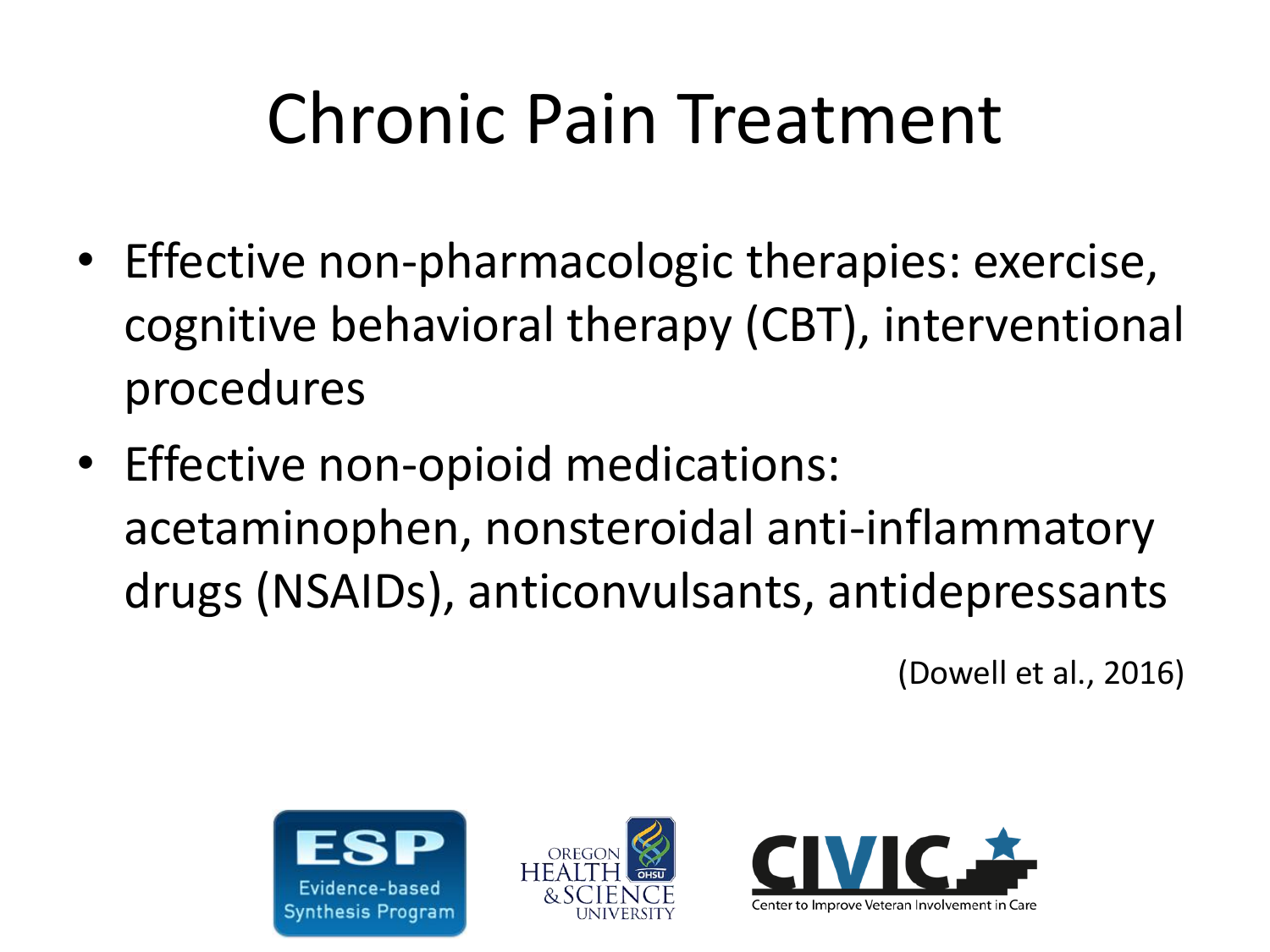# Chronic Pain Treatment

- Effective non-pharmacologic therapies: exercise, cognitive behavioral therapy (CBT), interventional procedures
- Effective non-opioid medications: acetaminophen, nonsteroidal anti-inflammatory drugs (NSAIDs), anticonvulsants, antidepressants

(Dowell et al., 2016)

ESP Evidence-based Synthesis Program

Oregon Health & Science University

CIVIC Center to Improve Veteran Involvement in Care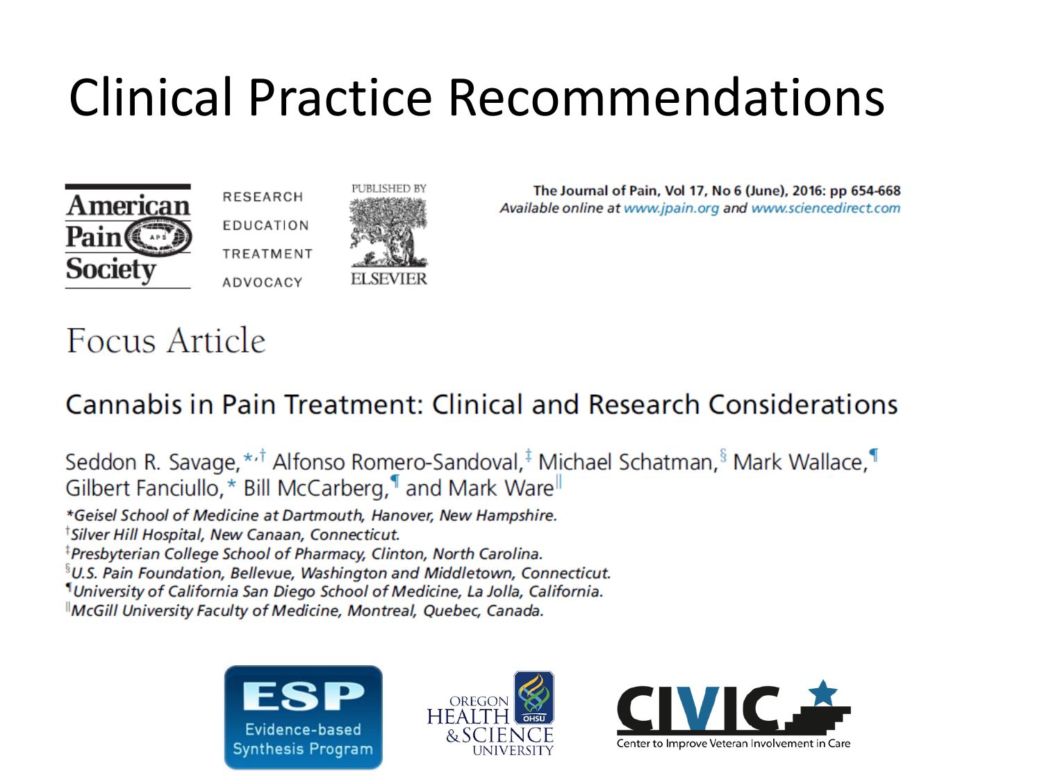# Clinical Practice Recommendations

American Pain Society

RESEARCH
EDUCATION
TREATMENT
ADVOCACY

PUBLISHED BY ELSEVIER

**The Journal of Pain, Vol 17, No 6 (June), 2016: pp 654-668**
*Available online at www.jpain.org and www.sciencedirect.com*

## Focus Article

### Cannabis in Pain Treatment: Clinical and Research Considerations

Seddon R. Savage,[*,†] Alfonso Romero-Sandoval,[‡] Michael Schatman,[§] Mark Wallace,[¶] Gilbert Fanciullo,[*] Bill McCarberg,[¶] and Mark Ware[||]

*[*]Geisel School of Medicine at Dartmouth, Hanover, New Hampshire.*
*[†]Silver Hill Hospital, New Canaan, Connecticut.*
*[‡]Presbyterian College School of Pharmacy, Clinton, North Carolina.*
*[§]U.S. Pain Foundation, Bellevue, Washington and Middletown, Connecticut.*
*[¶]University of California San Diego School of Medicine, La Jolla, California.*
*[||]McGill University Faculty of Medicine, Montreal, Quebec, Canada.*

ESP Evidence-based Synthesis Program

Oregon Health & Science University (OHSU)

CIVIC Center to Improve Veteran Involvement in Care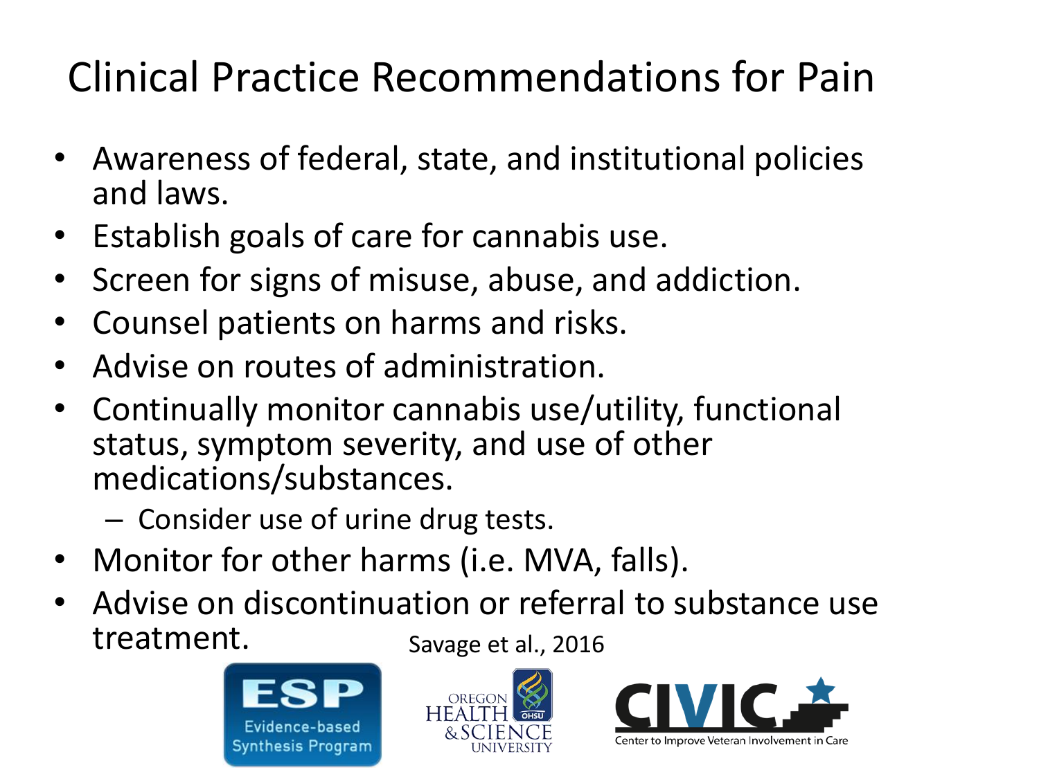# Clinical Practice Recommendations for Pain

- Awareness of federal, state, and institutional policies and laws.
- Establish goals of care for cannabis use.
- Screen for signs of misuse, abuse, and addiction.
- Counsel patients on harms and risks.
- Advise on routes of administration.
- Continually monitor cannabis use/utility, functional status, symptom severity, and use of other medications/substances.
  - Consider use of urine drug tests.
- Monitor for other harms (i.e. MVA, falls).
- Advise on discontinuation or referral to substance use treatment.

Savage et al., 2016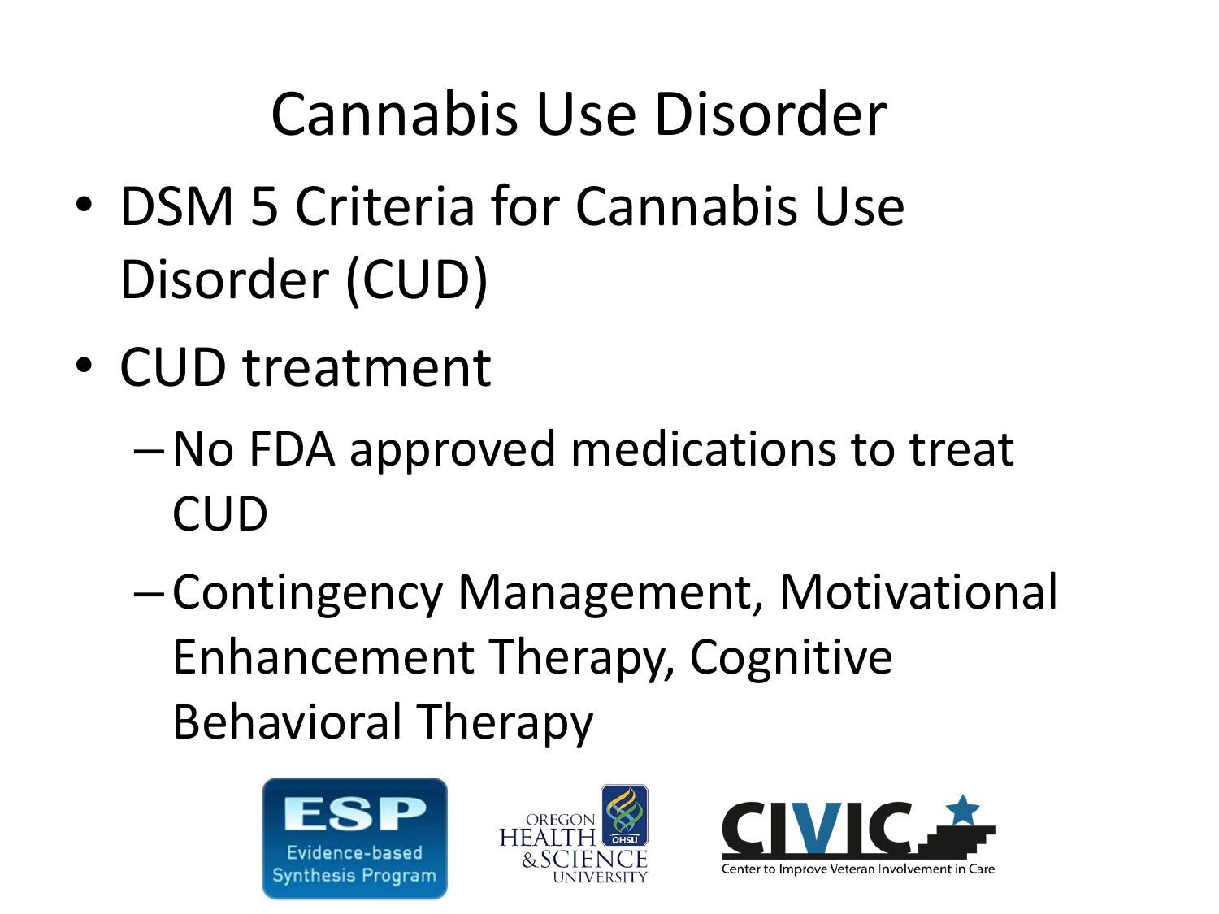# Cannabis Use Disorder

- DSM 5 Criteria for Cannabis Use Disorder (CUD)
- CUD treatment
  - No FDA approved medications to treat CUD
  - Contingency Management, Motivational Enhancement Therapy, Cognitive Behavioral Therapy

ESP Evidence-based Synthesis Program

OREGON HEALTH & SCIENCE UNIVERSITY

CIVIC Center to Improve Veteran Involvement in Care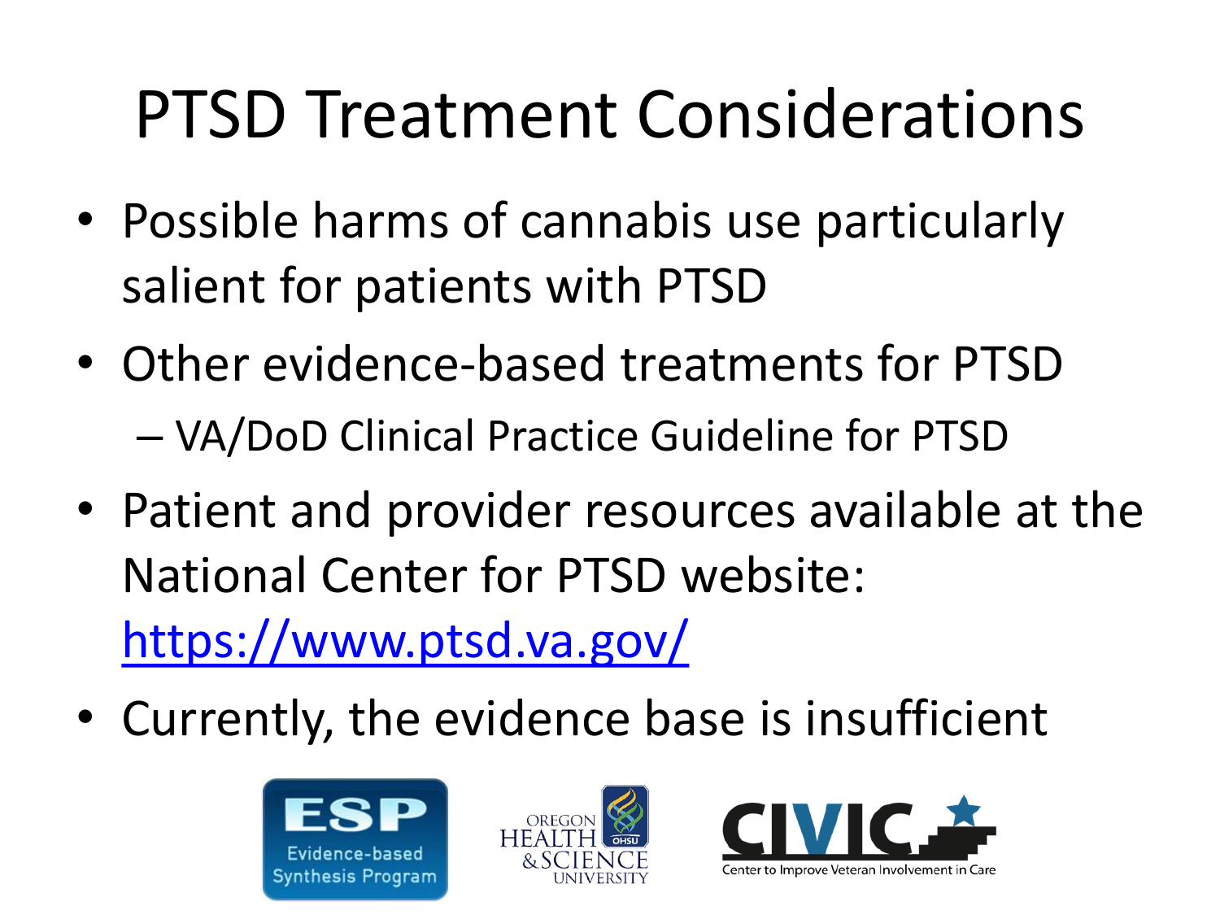# PTSD Treatment Considerations

- Possible harms of cannabis use particularly salient for patients with PTSD
- Other evidence-based treatments for PTSD
  - VA/DoD Clinical Practice Guideline for PTSD
- Patient and provider resources available at the National Center for PTSD website: https://www.ptsd.va.gov/
- Currently, the evidence base is insufficient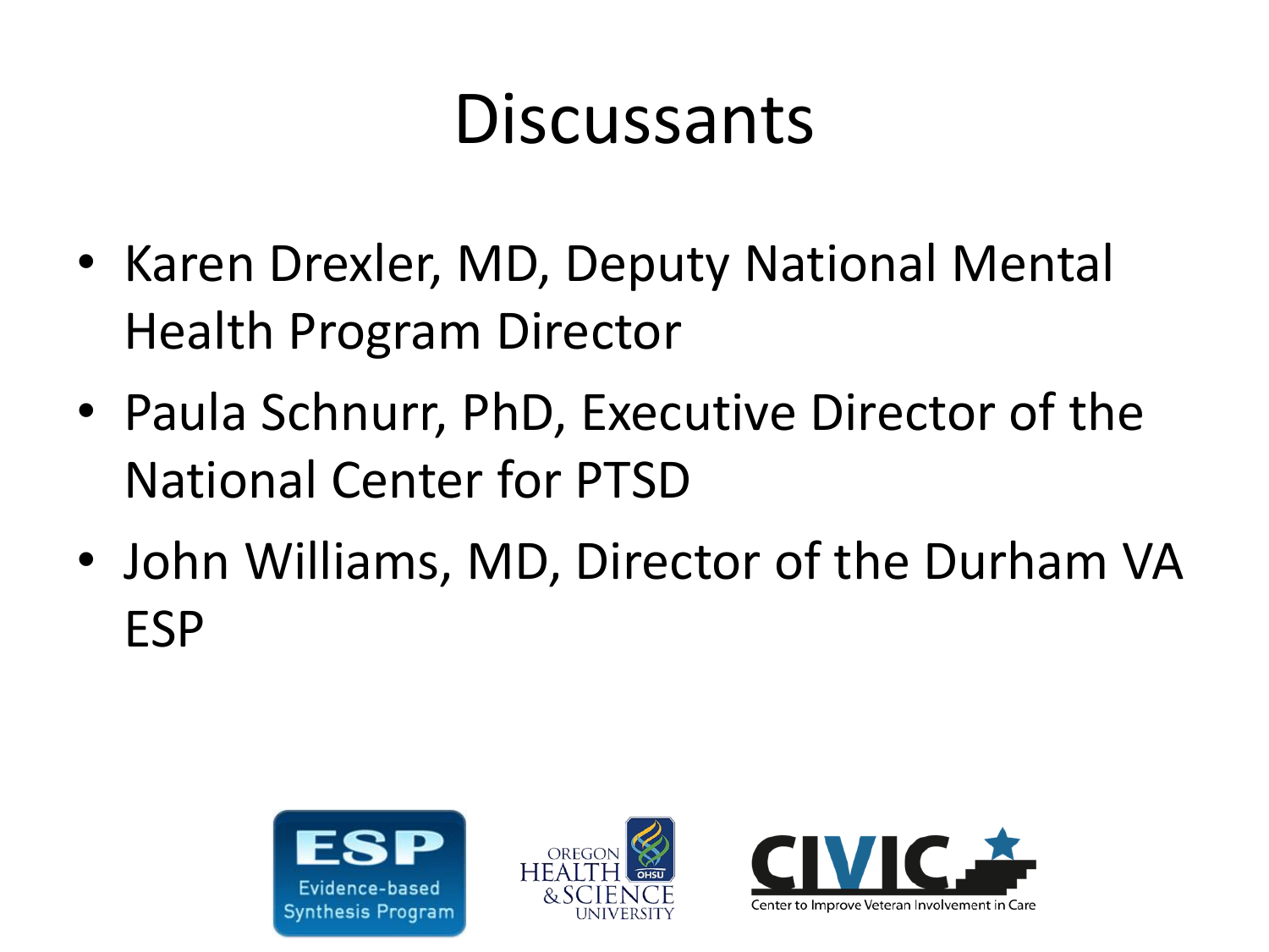# Discussants

- Karen Drexler, MD, Deputy National Mental Health Program Director
- Paula Schnurr, PhD, Executive Director of the National Center for PTSD
- John Williams, MD, Director of the Durham VA ESP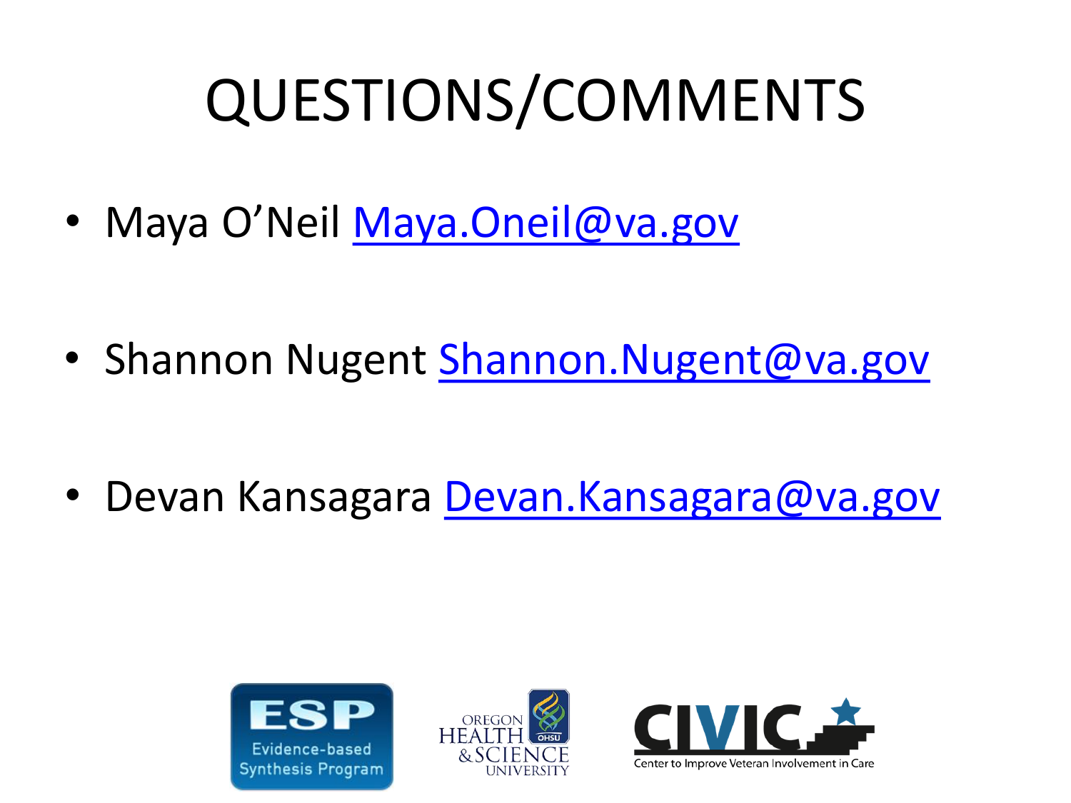# QUESTIONS/COMMENTS

- Maya O'Neil Maya.Oneil@va.gov
- Shannon Nugent Shannon.Nugent@va.gov
- Devan Kansagara Devan.Kansagara@va.gov